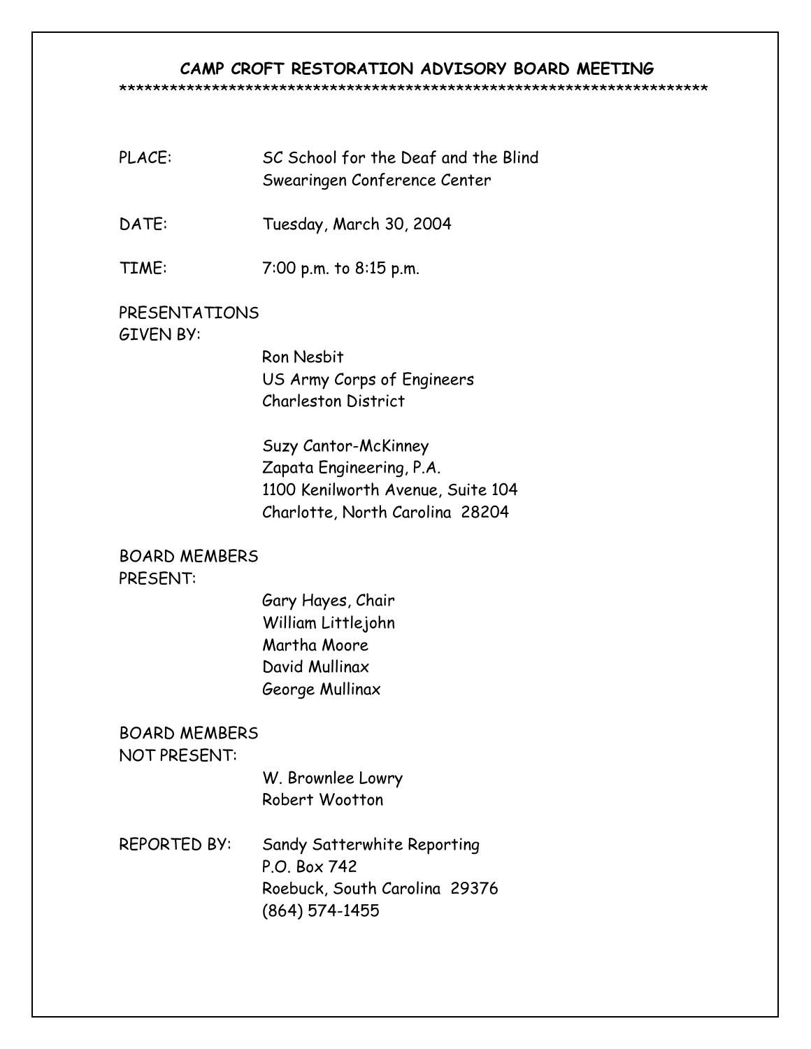# CAMP CROFT RESTORATION ADVISORY BOARD MEETING

*********************************************************************

PLACE: SC School for the Deaf and the Blind
Swearingen Conference Center

DATE: Tuesday, March 30, 2004

TIME: 7:00 p.m. to 8:15 p.m.

PRESENTATIONS GIVEN BY:

Ron Nesbit
US Army Corps of Engineers
Charleston District

Suzy Cantor-McKinney
Zapata Engineering, P.A.
1100 Kenilworth Avenue, Suite 104
Charlotte, North Carolina 28204

BOARD MEMBERS PRESENT:

Gary Hayes, Chair
William Littlejohn
Martha Moore
David Mullinax
George Mullinax

BOARD MEMBERS NOT PRESENT:

W. Brownlee Lowry
Robert Wootton

REPORTED BY: Sandy Satterwhite Reporting
P.O. Box 742
Roebuck, South Carolina 29376
(864) 574-1455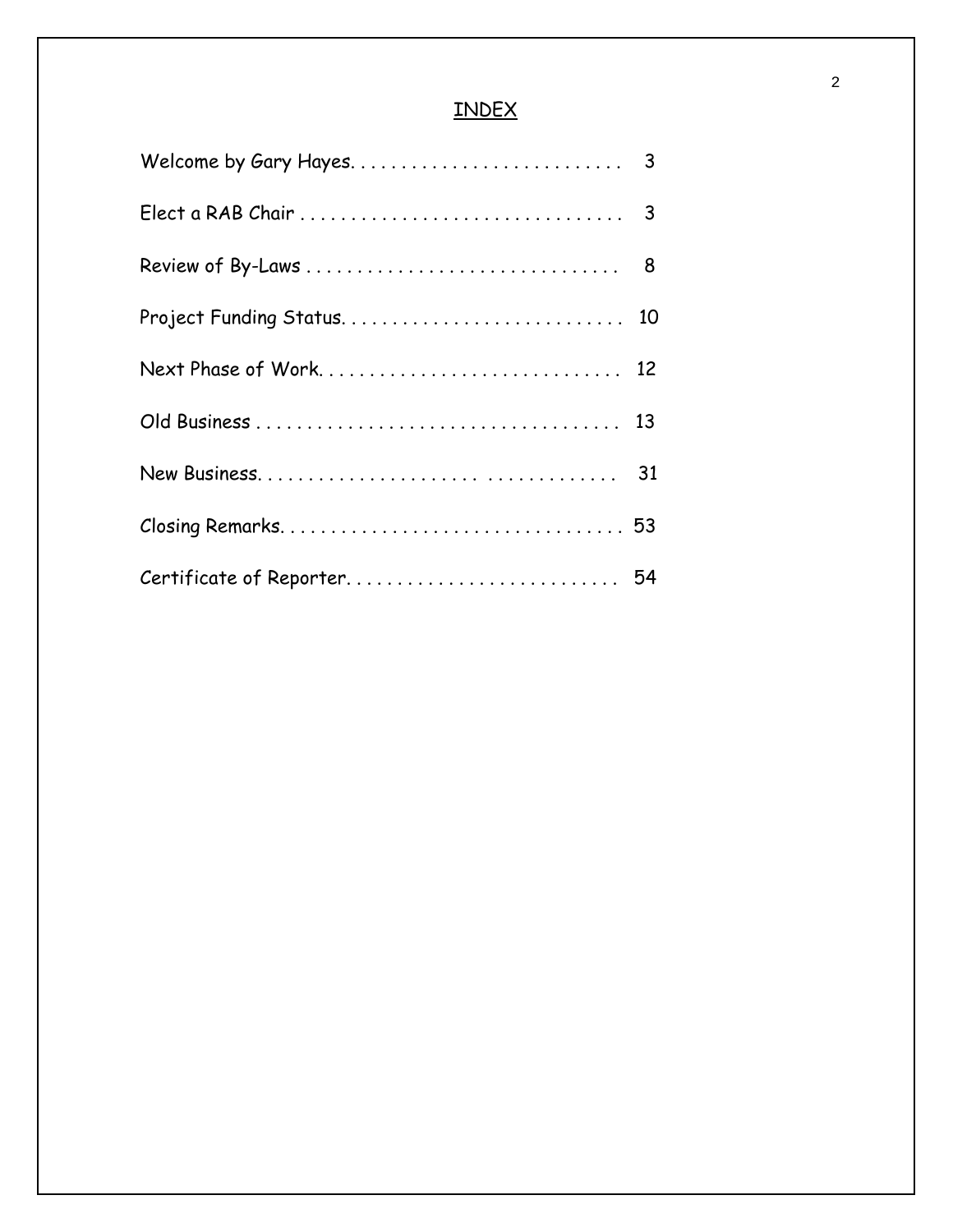## INDEX

Welcome by Gary Hayes. . . . . . . . . . . . . . . . . . . . . . . . . . . 3

Elect a RAB Chair . . . . . . . . . . . . . . . . . . . . . . . . . . . . . . . . 3

Review of By-Laws . . . . . . . . . . . . . . . . . . . . . . . . . . . . . . . 8

Project Funding Status. . . . . . . . . . . . . . . . . . . . . . . . . . . . 10

Next Phase of Work. . . . . . . . . . . . . . . . . . . . . . . . . . . . . . 12

Old Business . . . . . . . . . . . . . . . . . . . . . . . . . . . . . . . . . . . 13

New Business. . . . . . . . . . . . . . . . . . . . . . . . . . . . . . . . . . . 31

Closing Remarks. . . . . . . . . . . . . . . . . . . . . . . . . . . . . . . . . 53

Certificate of Reporter. . . . . . . . . . . . . . . . . . . . . . . . . . . 54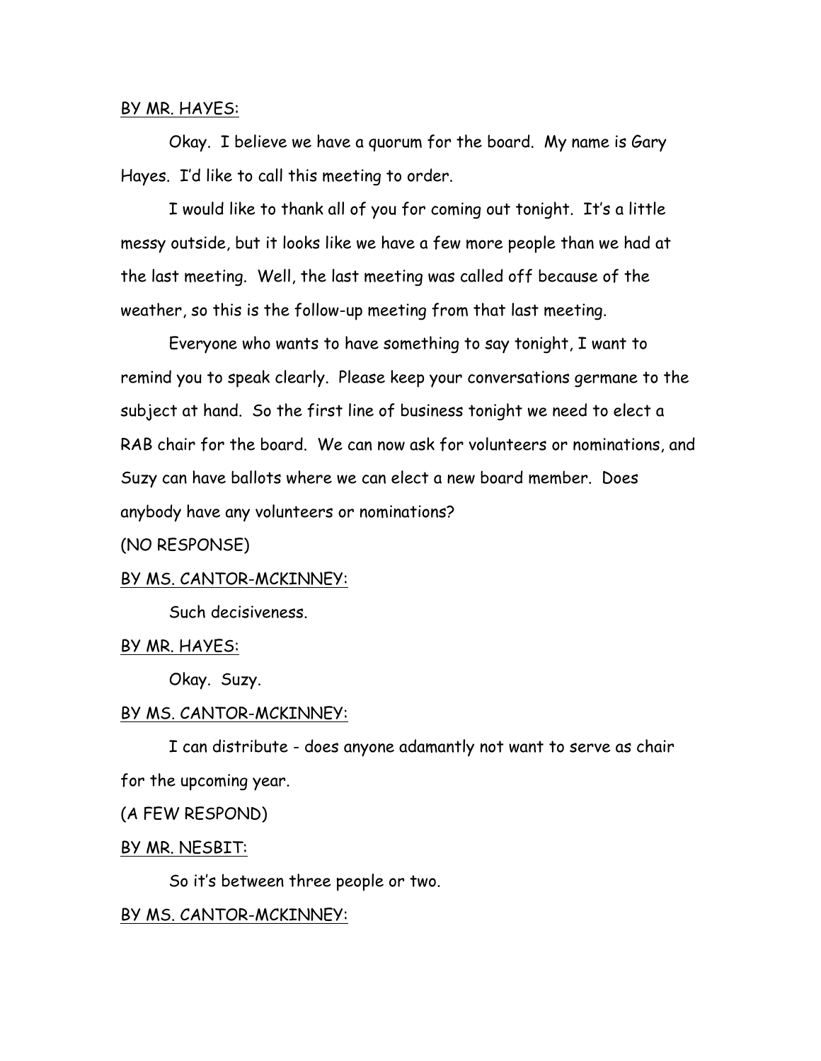<u>BY MR. HAYES:</u>

Okay. I believe we have a quorum for the board. My name is Gary Hayes. I'd like to call this meeting to order.

I would like to thank all of you for coming out tonight. It's a little messy outside, but it looks like we have a few more people than we had at the last meeting. Well, the last meeting was called off because of the weather, so this is the follow-up meeting from that last meeting.

Everyone who wants to have something to say tonight, I want to remind you to speak clearly. Please keep your conversations germane to the subject at hand. So the first line of business tonight we need to elect a RAB chair for the board. We can now ask for volunteers or nominations, and Suzy can have ballots where we can elect a new board member. Does anybody have any volunteers or nominations?

(NO RESPONSE)

<u>BY MS. CANTOR-MCKINNEY:</u>

Such decisiveness.

<u>BY MR. HAYES:</u>

Okay. Suzy.

<u>BY MS. CANTOR-MCKINNEY:</u>

I can distribute - does anyone adamantly not want to serve as chair for the upcoming year.

(A FEW RESPOND)

<u>BY MR. NESBIT:</u>

So it's between three people or two.

<u>BY MS. CANTOR-MCKINNEY:</u>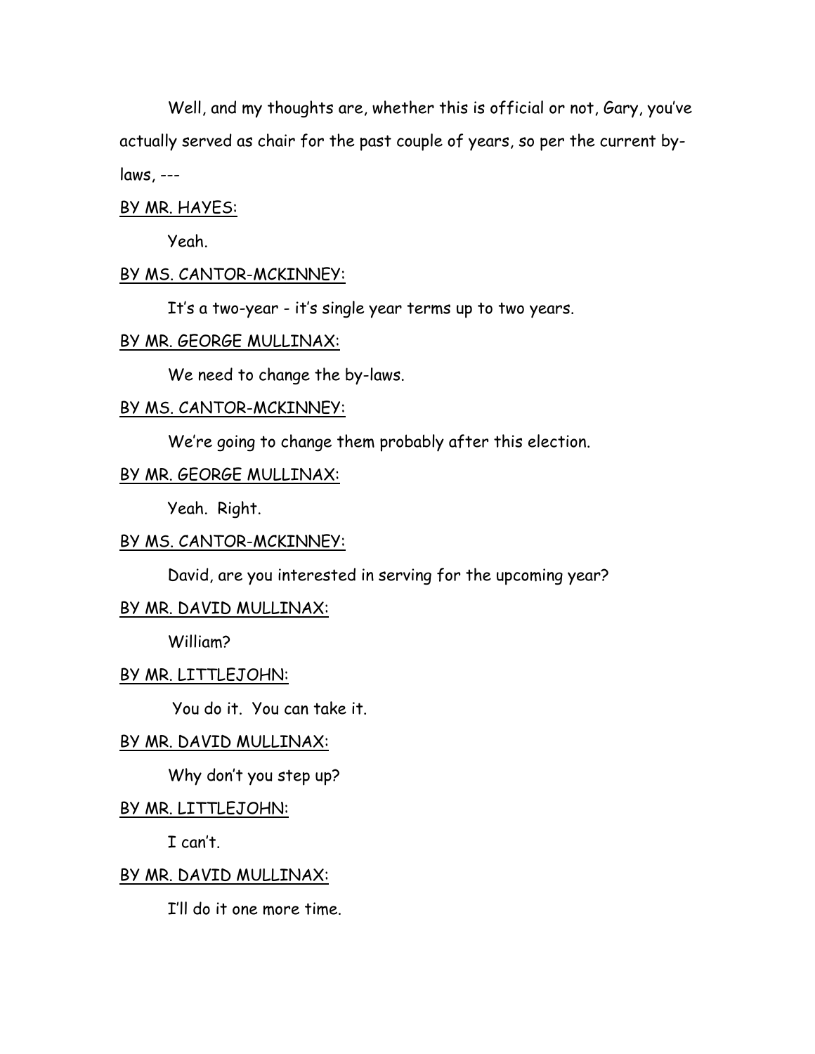Well, and my thoughts are, whether this is official or not, Gary, you've actually served as chair for the past couple of years, so per the current by-laws, ---

BY MR. HAYES:

Yeah.

BY MS. CANTOR-MCKINNEY:

It's a two-year - it's single year terms up to two years.

BY MR. GEORGE MULLINAX:

We need to change the by-laws.

BY MS. CANTOR-MCKINNEY:

We're going to change them probably after this election.

BY MR. GEORGE MULLINAX:

Yeah. Right.

BY MS. CANTOR-MCKINNEY:

David, are you interested in serving for the upcoming year?

BY MR. DAVID MULLINAX:

William?

BY MR. LITTLEJOHN:

You do it. You can take it.

BY MR. DAVID MULLINAX:

Why don't you step up?

BY MR. LITTLEJOHN:

I can't.

BY MR. DAVID MULLINAX:

I'll do it one more time.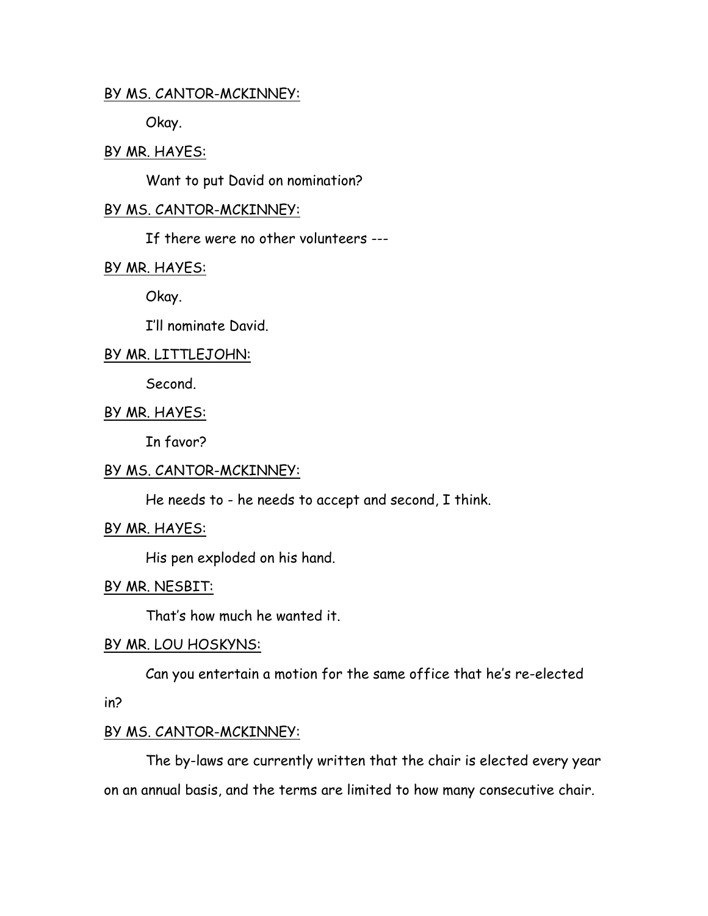BY MS. CANTOR-MCKINNEY:

Okay.

BY MR. HAYES:

Want to put David on nomination?

BY MS. CANTOR-MCKINNEY:

If there were no other volunteers ---

BY MR. HAYES:

Okay.

I'll nominate David.

BY MR. LITTLEJOHN:

Second.

BY MR. HAYES:

In favor?

BY MS. CANTOR-MCKINNEY:

He needs to - he needs to accept and second, I think.

BY MR. HAYES:

His pen exploded on his hand.

BY MR. NESBIT:

That's how much he wanted it.

BY MR. LOU HOSKYNS:

Can you entertain a motion for the same office that he's re-elected in?

BY MS. CANTOR-MCKINNEY:

The by-laws are currently written that the chair is elected every year on an annual basis, and the terms are limited to how many consecutive chair.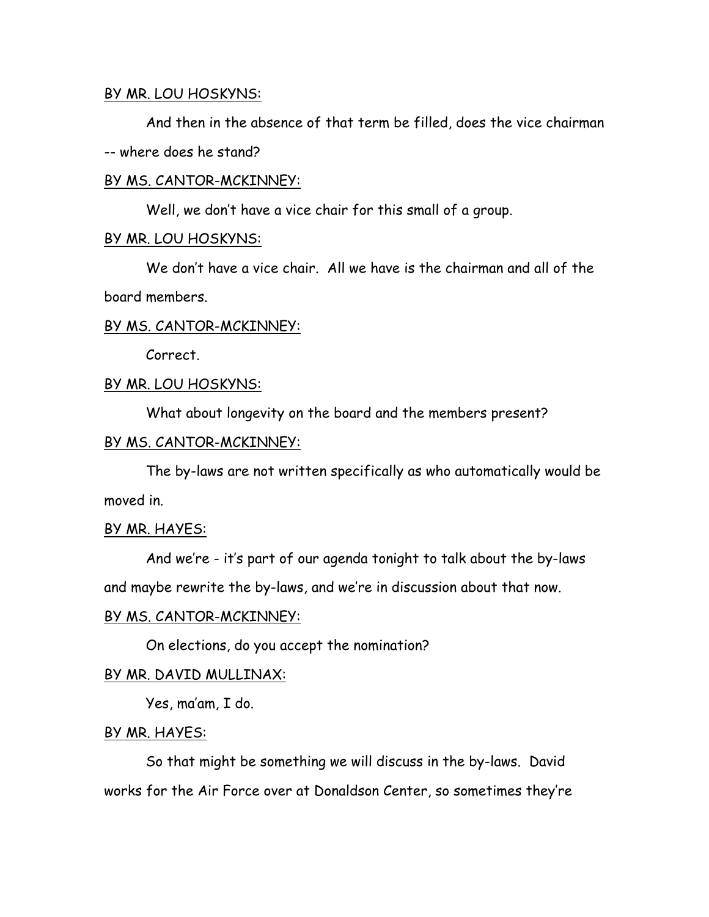BY MR. LOU HOSKYNS:

And then in the absence of that term be filled, does the vice chairman -- where does he stand?

BY MS. CANTOR-MCKINNEY:

Well, we don't have a vice chair for this small of a group.

BY MR. LOU HOSKYNS:

We don't have a vice chair. All we have is the chairman and all of the board members.

BY MS. CANTOR-MCKINNEY:

Correct.

BY MR. LOU HOSKYNS:

What about longevity on the board and the members present?

BY MS. CANTOR-MCKINNEY:

The by-laws are not written specifically as who automatically would be moved in.

BY MR. HAYES:

And we're - it's part of our agenda tonight to talk about the by-laws and maybe rewrite the by-laws, and we're in discussion about that now.

BY MS. CANTOR-MCKINNEY:

On elections, do you accept the nomination?

BY MR. DAVID MULLINAX:

Yes, ma'am, I do.

BY MR. HAYES:

So that might be something we will discuss in the by-laws. David works for the Air Force over at Donaldson Center, so sometimes they're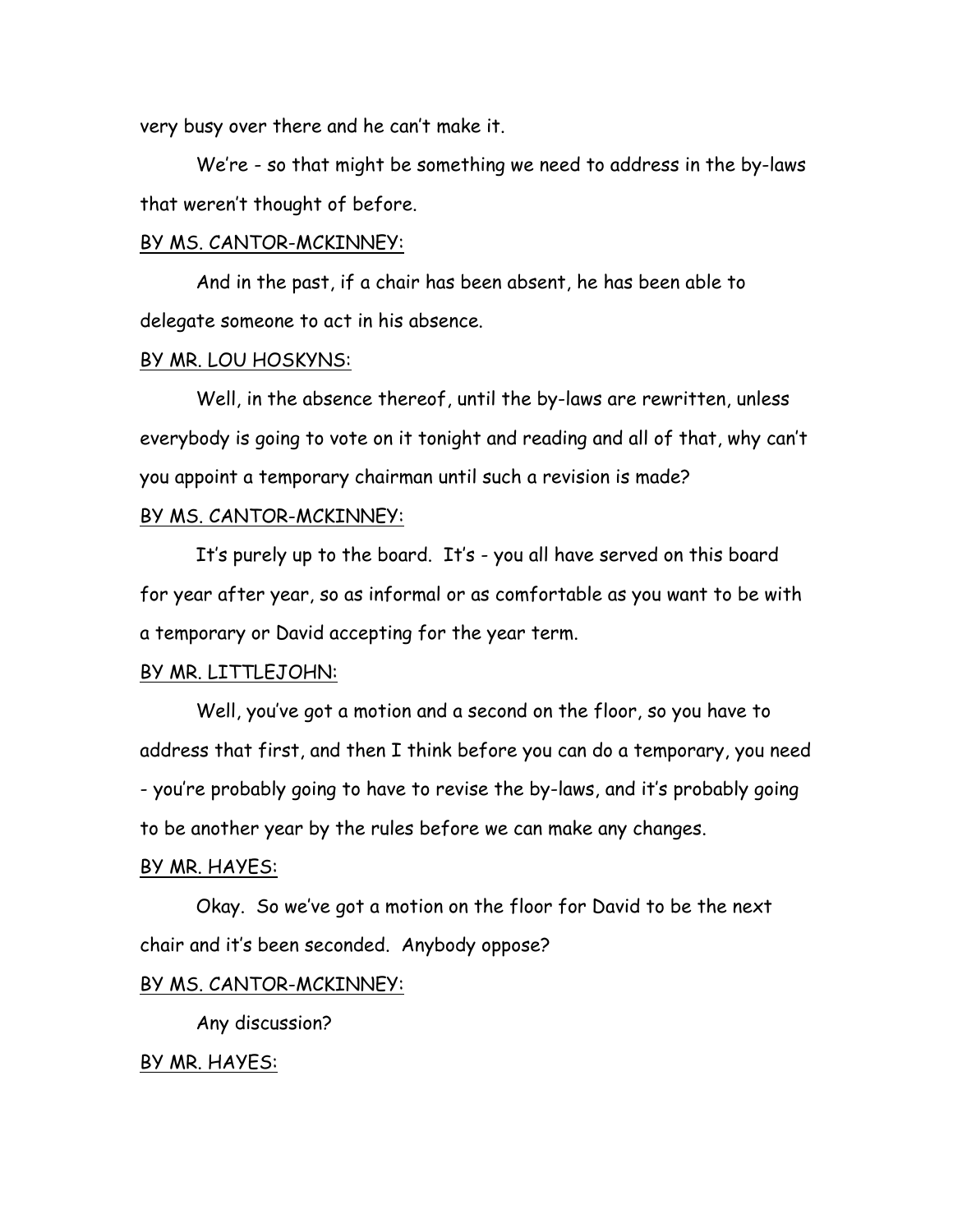very busy over there and he can't make it.

We're - so that might be something we need to address in the by-laws that weren't thought of before.

BY MS. CANTOR-MCKINNEY:

And in the past, if a chair has been absent, he has been able to delegate someone to act in his absence.

BY MR. LOU HOSKYNS:

Well, in the absence thereof, until the by-laws are rewritten, unless everybody is going to vote on it tonight and reading and all of that, why can't you appoint a temporary chairman until such a revision is made?

BY MS. CANTOR-MCKINNEY:

It's purely up to the board. It's - you all have served on this board for year after year, so as informal or as comfortable as you want to be with a temporary or David accepting for the year term.

BY MR. LITTLEJOHN:

Well, you've got a motion and a second on the floor, so you have to address that first, and then I think before you can do a temporary, you need - you're probably going to have to revise the by-laws, and it's probably going to be another year by the rules before we can make any changes.

BY MR. HAYES:

Okay. So we've got a motion on the floor for David to be the next chair and it's been seconded. Anybody oppose?

BY MS. CANTOR-MCKINNEY:

Any discussion?

BY MR. HAYES: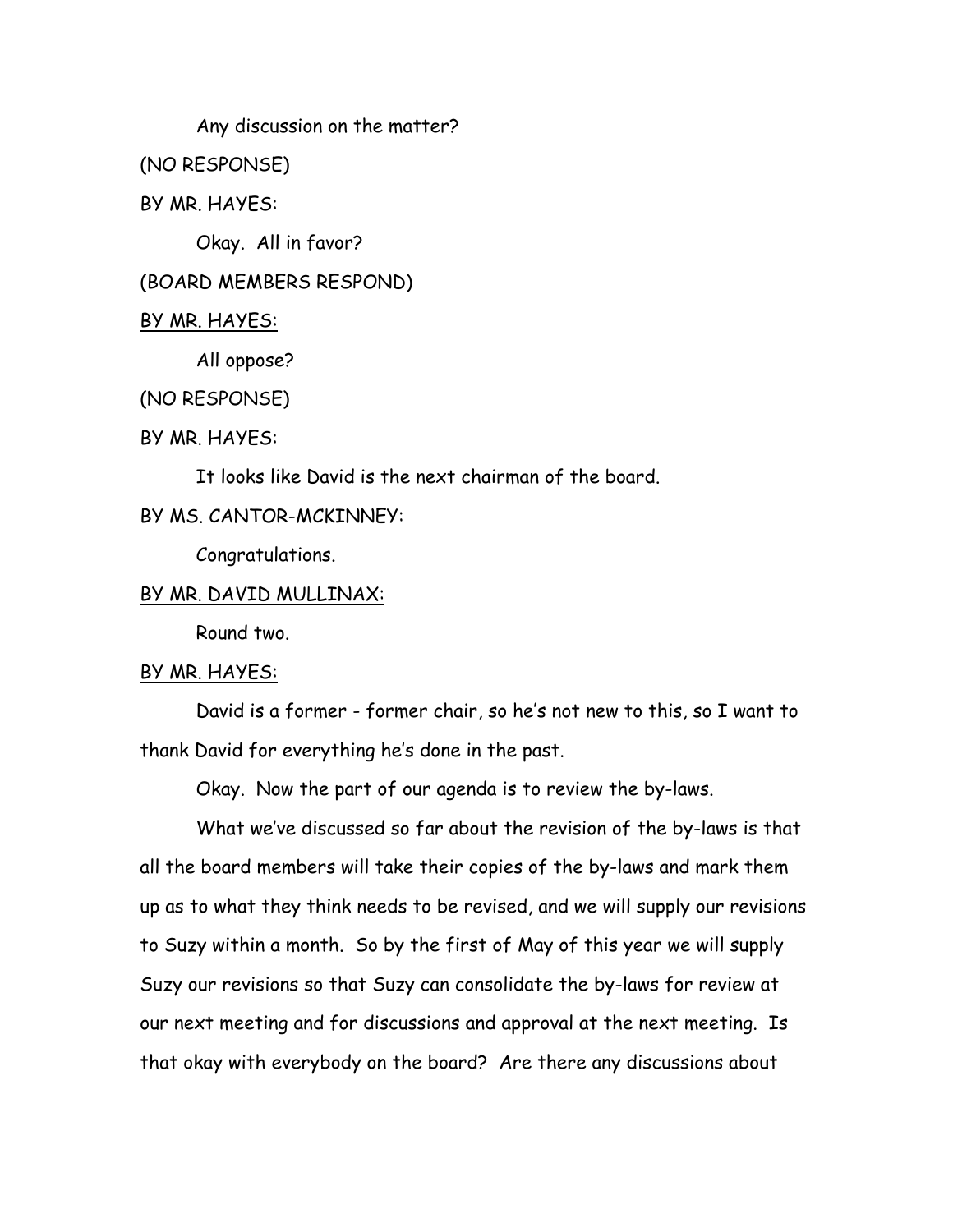Any discussion on the matter?

(NO RESPONSE)

<u>BY MR. HAYES:</u>

Okay. All in favor?

(BOARD MEMBERS RESPOND)

<u>BY MR. HAYES:</u>

All oppose?

(NO RESPONSE)

<u>BY MR. HAYES:</u>

It looks like David is the next chairman of the board.

<u>BY MS. CANTOR-MCKINNEY:</u>

Congratulations.

<u>BY MR. DAVID MULLINAX:</u>

Round two.

<u>BY MR. HAYES:</u>

David is a former - former chair, so he's not new to this, so I want to thank David for everything he's done in the past.

Okay. Now the part of our agenda is to review the by-laws.

What we've discussed so far about the revision of the by-laws is that all the board members will take their copies of the by-laws and mark them up as to what they think needs to be revised, and we will supply our revisions to Suzy within a month. So by the first of May of this year we will supply Suzy our revisions so that Suzy can consolidate the by-laws for review at our next meeting and for discussions and approval at the next meeting. Is that okay with everybody on the board? Are there any discussions about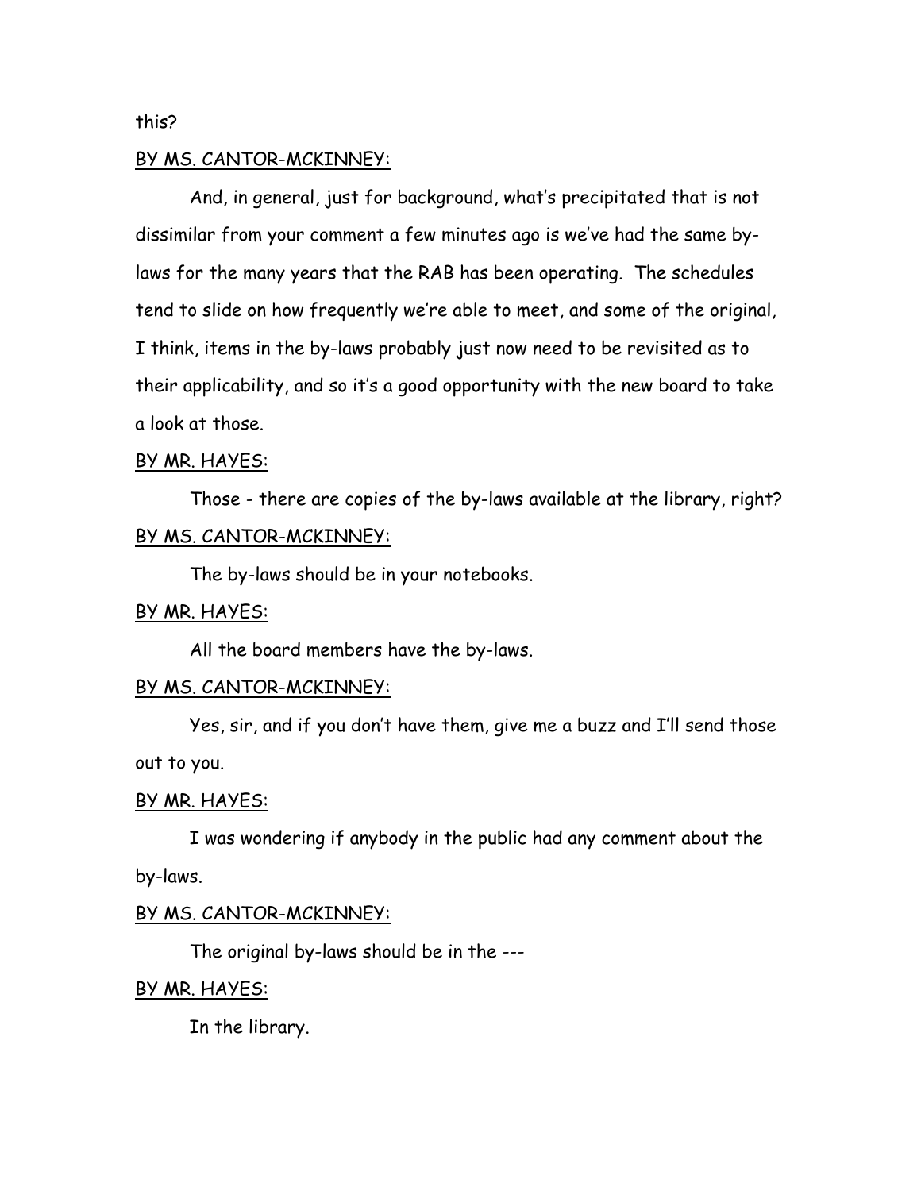this?

BY MS. CANTOR-MCKINNEY:

And, in general, just for background, what's precipitated that is not dissimilar from your comment a few minutes ago is we've had the same by-laws for the many years that the RAB has been operating. The schedules tend to slide on how frequently we're able to meet, and some of the original, I think, items in the by-laws probably just now need to be revisited as to their applicability, and so it's a good opportunity with the new board to take a look at those.

BY MR. HAYES:

Those - there are copies of the by-laws available at the library, right?

BY MS. CANTOR-MCKINNEY:

The by-laws should be in your notebooks.

BY MR. HAYES:

All the board members have the by-laws.

BY MS. CANTOR-MCKINNEY:

Yes, sir, and if you don't have them, give me a buzz and I'll send those out to you.

BY MR. HAYES:

I was wondering if anybody in the public had any comment about the by-laws.

BY MS. CANTOR-MCKINNEY:

The original by-laws should be in the ---

BY MR. HAYES:

In the library.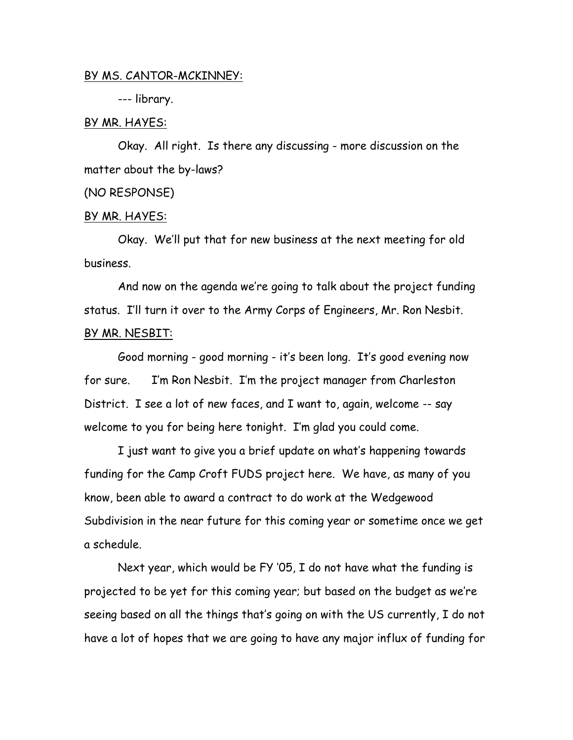BY MS. CANTOR-MCKINNEY:

--- library.

BY MR. HAYES:

Okay. All right. Is there any discussing - more discussion on the matter about the by-laws?

(NO RESPONSE)

BY MR. HAYES:

Okay. We'll put that for new business at the next meeting for old business.

And now on the agenda we're going to talk about the project funding status. I'll turn it over to the Army Corps of Engineers, Mr. Ron Nesbit.

BY MR. NESBIT:

Good morning - good morning - it's been long. It's good evening now for sure. I'm Ron Nesbit. I'm the project manager from Charleston District. I see a lot of new faces, and I want to, again, welcome -- say welcome to you for being here tonight. I'm glad you could come.

I just want to give you a brief update on what's happening towards funding for the Camp Croft FUDS project here. We have, as many of you know, been able to award a contract to do work at the Wedgewood Subdivision in the near future for this coming year or sometime once we get a schedule.

Next year, which would be FY '05, I do not have what the funding is projected to be yet for this coming year; but based on the budget as we're seeing based on all the things that's going on with the US currently, I do not have a lot of hopes that we are going to have any major influx of funding for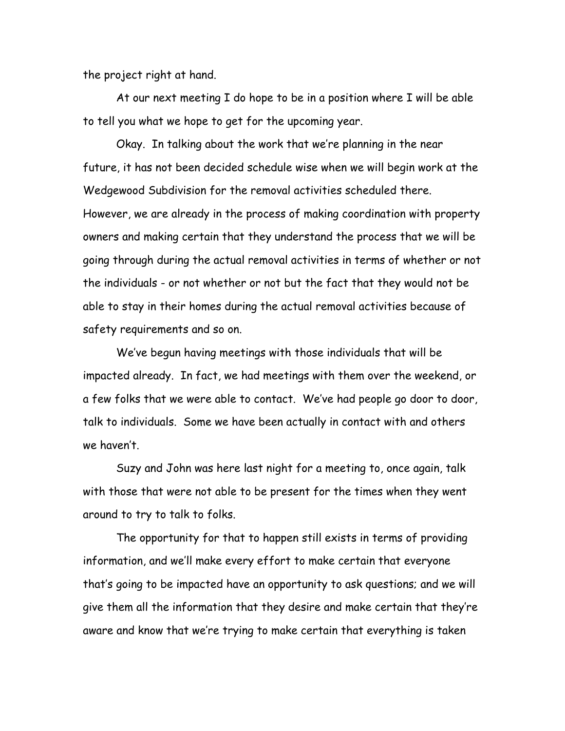the project right at hand.

At our next meeting I do hope to be in a position where I will be able to tell you what we hope to get for the upcoming year.

Okay. In talking about the work that we're planning in the near future, it has not been decided schedule wise when we will begin work at the Wedgewood Subdivision for the removal activities scheduled there. However, we are already in the process of making coordination with property owners and making certain that they understand the process that we will be going through during the actual removal activities in terms of whether or not the individuals - or not whether or not but the fact that they would not be able to stay in their homes during the actual removal activities because of safety requirements and so on.

We've begun having meetings with those individuals that will be impacted already. In fact, we had meetings with them over the weekend, or a few folks that we were able to contact. We've had people go door to door, talk to individuals. Some we have been actually in contact with and others we haven't.

Suzy and John was here last night for a meeting to, once again, talk with those that were not able to be present for the times when they went around to try to talk to folks.

The opportunity for that to happen still exists in terms of providing information, and we'll make every effort to make certain that everyone that's going to be impacted have an opportunity to ask questions; and we will give them all the information that they desire and make certain that they're aware and know that we're trying to make certain that everything is taken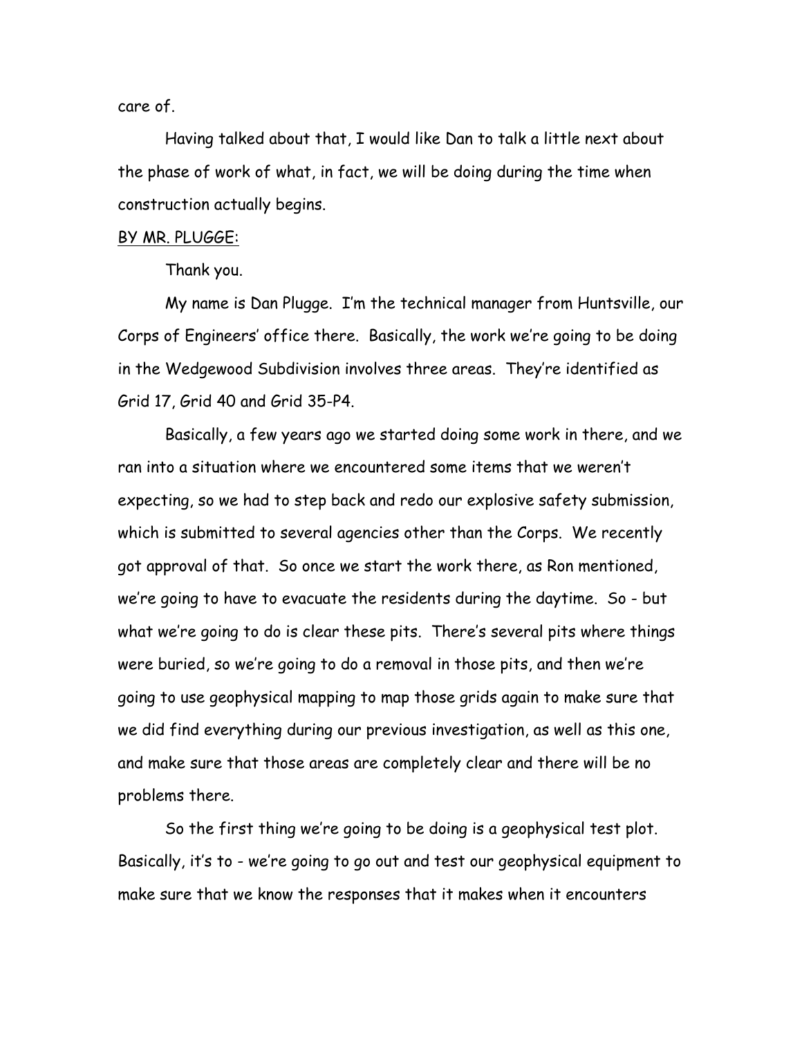care of.

Having talked about that, I would like Dan to talk a little next about the phase of work of what, in fact, we will be doing during the time when construction actually begins.

BY MR. PLUGGE:

Thank you.

My name is Dan Plugge. I'm the technical manager from Huntsville, our Corps of Engineers' office there. Basically, the work we're going to be doing in the Wedgewood Subdivision involves three areas. They're identified as Grid 17, Grid 40 and Grid 35-P4.

Basically, a few years ago we started doing some work in there, and we ran into a situation where we encountered some items that we weren't expecting, so we had to step back and redo our explosive safety submission, which is submitted to several agencies other than the Corps. We recently got approval of that. So once we start the work there, as Ron mentioned, we're going to have to evacuate the residents during the daytime. So - but what we're going to do is clear these pits. There's several pits where things were buried, so we're going to do a removal in those pits, and then we're going to use geophysical mapping to map those grids again to make sure that we did find everything during our previous investigation, as well as this one, and make sure that those areas are completely clear and there will be no problems there.

So the first thing we're going to be doing is a geophysical test plot. Basically, it's to - we're going to go out and test our geophysical equipment to make sure that we know the responses that it makes when it encounters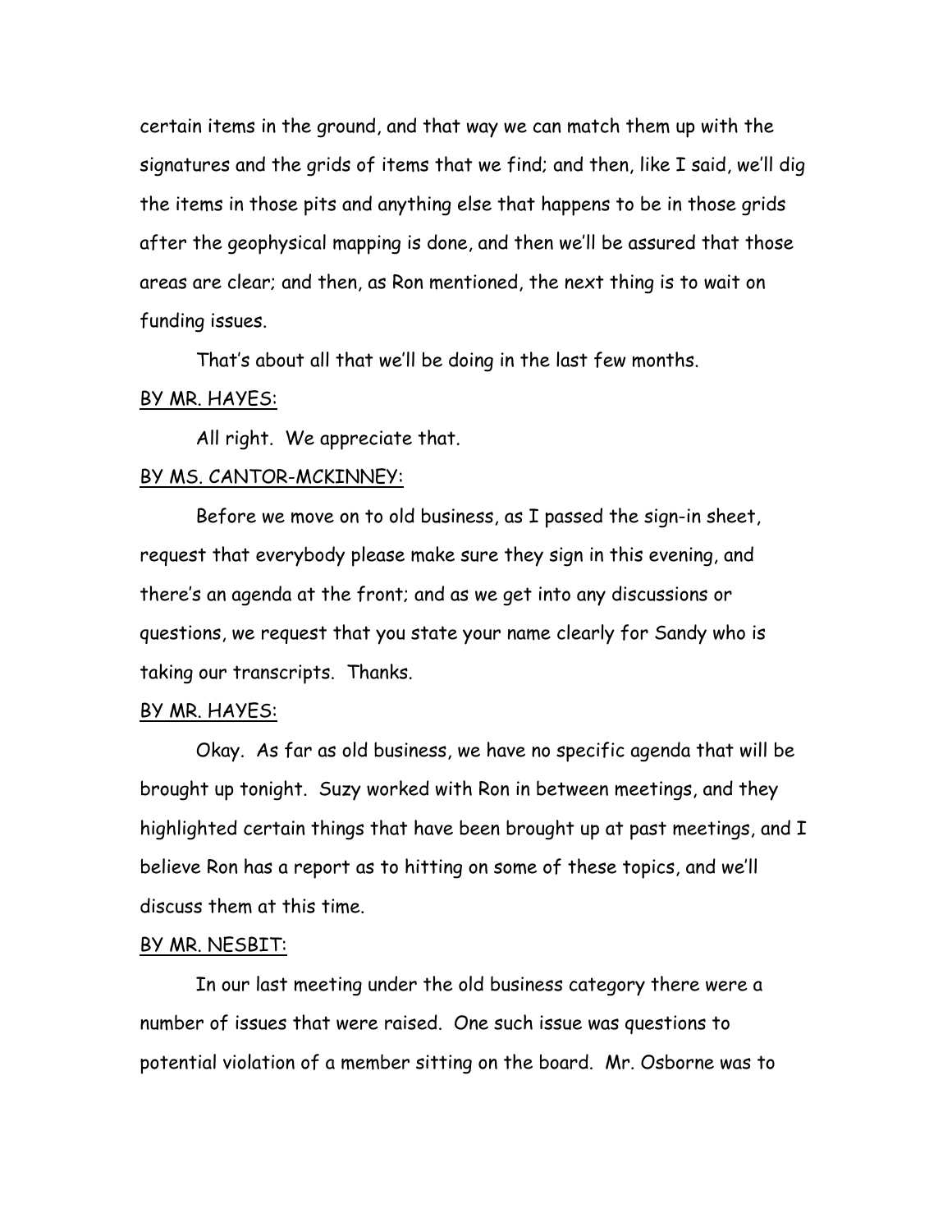certain items in the ground, and that way we can match them up with the signatures and the grids of items that we find; and then, like I said, we'll dig the items in those pits and anything else that happens to be in those grids after the geophysical mapping is done, and then we'll be assured that those areas are clear; and then, as Ron mentioned, the next thing is to wait on funding issues.

That's about all that we'll be doing in the last few months.

BY MR. HAYES:

All right. We appreciate that.

BY MS. CANTOR-MCKINNEY:

Before we move on to old business, as I passed the sign-in sheet, request that everybody please make sure they sign in this evening, and there's an agenda at the front; and as we get into any discussions or questions, we request that you state your name clearly for Sandy who is taking our transcripts. Thanks.

BY MR. HAYES:

Okay. As far as old business, we have no specific agenda that will be brought up tonight. Suzy worked with Ron in between meetings, and they highlighted certain things that have been brought up at past meetings, and I believe Ron has a report as to hitting on some of these topics, and we'll discuss them at this time.

BY MR. NESBIT:

In our last meeting under the old business category there were a number of issues that were raised. One such issue was questions to potential violation of a member sitting on the board. Mr. Osborne was to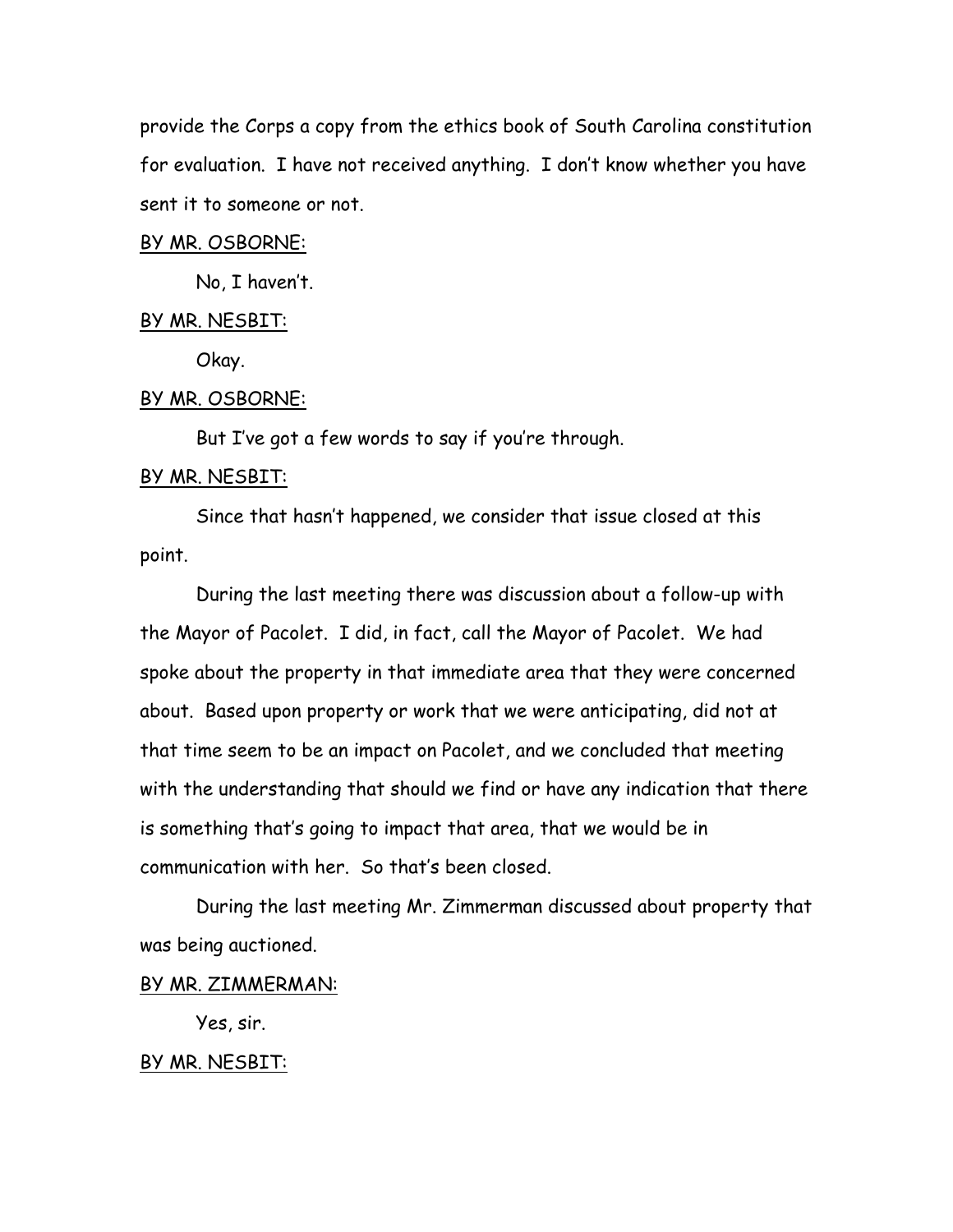provide the Corps a copy from the ethics book of South Carolina constitution for evaluation. I have not received anything. I don't know whether you have sent it to someone or not.

BY MR. OSBORNE:

No, I haven't.

BY MR. NESBIT:

Okay.

BY MR. OSBORNE:

But I've got a few words to say if you're through.

BY MR. NESBIT:

Since that hasn't happened, we consider that issue closed at this point.

During the last meeting there was discussion about a follow-up with the Mayor of Pacolet. I did, in fact, call the Mayor of Pacolet. We had spoke about the property in that immediate area that they were concerned about. Based upon property or work that we were anticipating, did not at that time seem to be an impact on Pacolet, and we concluded that meeting with the understanding that should we find or have any indication that there is something that's going to impact that area, that we would be in communication with her. So that's been closed.

During the last meeting Mr. Zimmerman discussed about property that was being auctioned.

BY MR. ZIMMERMAN:

Yes, sir.

BY MR. NESBIT: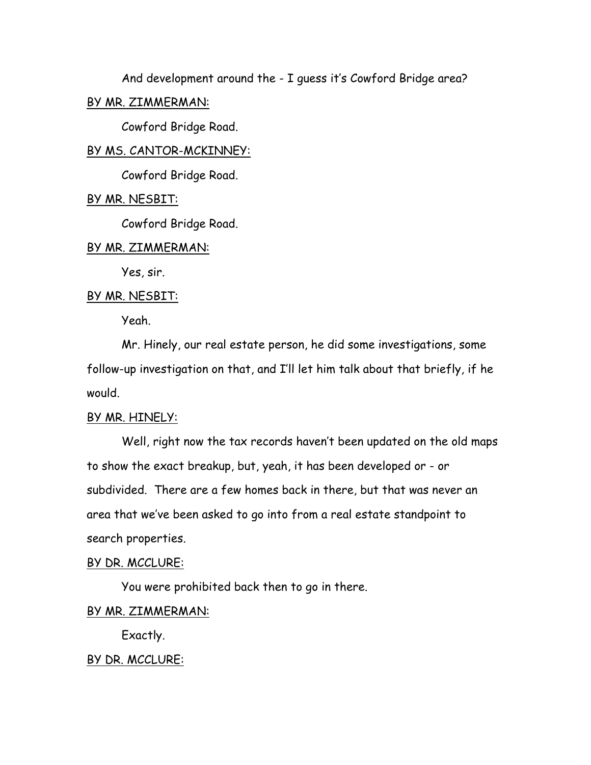And development around the - I guess it's Cowford Bridge area?

<u>BY MR. ZIMMERMAN:</u>

Cowford Bridge Road.

<u>BY MS. CANTOR-MCKINNEY:</u>

Cowford Bridge Road.

<u>BY MR. NESBIT:</u>

Cowford Bridge Road.

<u>BY MR. ZIMMERMAN:</u>

Yes, sir.

<u>BY MR. NESBIT:</u>

Yeah.

Mr. Hinely, our real estate person, he did some investigations, some follow-up investigation on that, and I'll let him talk about that briefly, if he would.

<u>BY MR. HINELY:</u>

Well, right now the tax records haven't been updated on the old maps to show the exact breakup, but, yeah, it has been developed or - or subdivided. There are a few homes back in there, but that was never an area that we've been asked to go into from a real estate standpoint to search properties.

<u>BY DR. MCCLURE:</u>

You were prohibited back then to go in there.

<u>BY MR. ZIMMERMAN:</u>

Exactly.

<u>BY DR. MCCLURE:</u>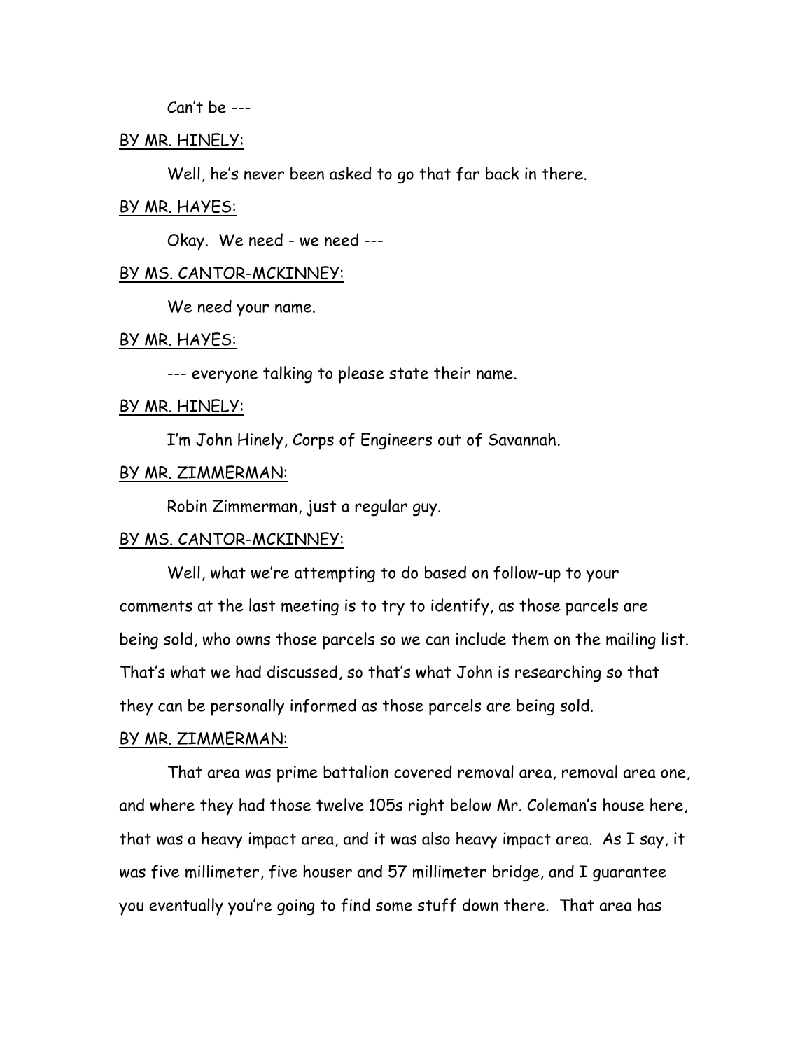Can't be ---

BY MR. HINELY:

Well, he's never been asked to go that far back in there.

BY MR. HAYES:

Okay. We need - we need ---

BY MS. CANTOR-MCKINNEY:

We need your name.

BY MR. HAYES:

--- everyone talking to please state their name.

BY MR. HINELY:

I'm John Hinely, Corps of Engineers out of Savannah.

BY MR. ZIMMERMAN:

Robin Zimmerman, just a regular guy.

BY MS. CANTOR-MCKINNEY:

Well, what we're attempting to do based on follow-up to your comments at the last meeting is to try to identify, as those parcels are being sold, who owns those parcels so we can include them on the mailing list. That's what we had discussed, so that's what John is researching so that they can be personally informed as those parcels are being sold.

BY MR. ZIMMERMAN:

That area was prime battalion covered removal area, removal area one, and where they had those twelve 105s right below Mr. Coleman's house here, that was a heavy impact area, and it was also heavy impact area. As I say, it was five millimeter, five houser and 57 millimeter bridge, and I guarantee you eventually you're going to find some stuff down there. That area has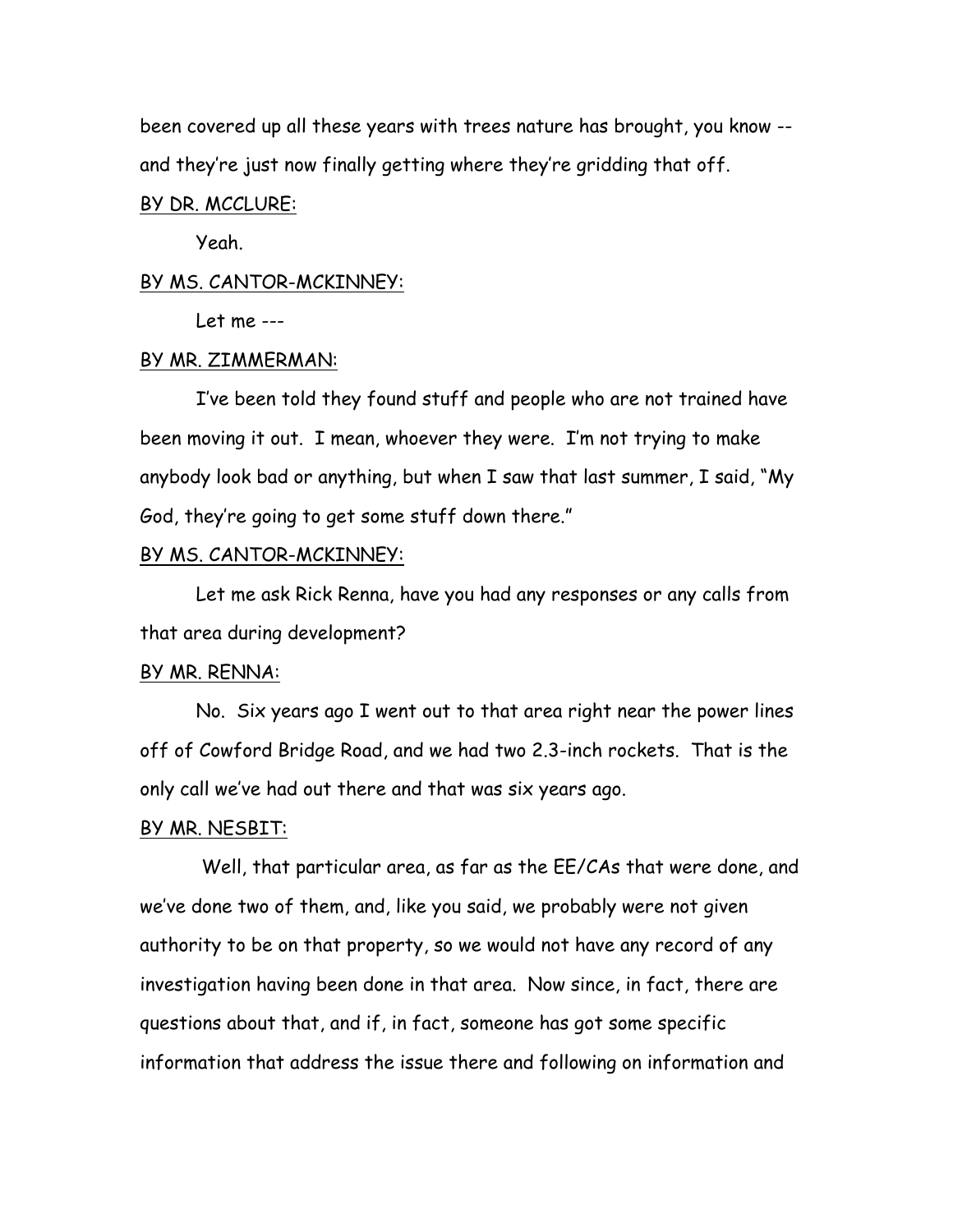been covered up all these years with trees nature has brought, you know -- and they're just now finally getting where they're gridding that off.

BY DR. MCCLURE:

Yeah.

BY MS. CANTOR-MCKINNEY:

Let me ---

BY MR. ZIMMERMAN:

I've been told they found stuff and people who are not trained have been moving it out. I mean, whoever they were. I'm not trying to make anybody look bad or anything, but when I saw that last summer, I said, "My God, they're going to get some stuff down there."

BY MS. CANTOR-MCKINNEY:

Let me ask Rick Renna, have you had any responses or any calls from that area during development?

BY MR. RENNA:

No. Six years ago I went out to that area right near the power lines off of Cowford Bridge Road, and we had two 2.3-inch rockets. That is the only call we've had out there and that was six years ago.

BY MR. NESBIT:

Well, that particular area, as far as the EE/CAs that were done, and we've done two of them, and, like you said, we probably were not given authority to be on that property, so we would not have any record of any investigation having been done in that area. Now since, in fact, there are questions about that, and if, in fact, someone has got some specific information that address the issue there and following on information and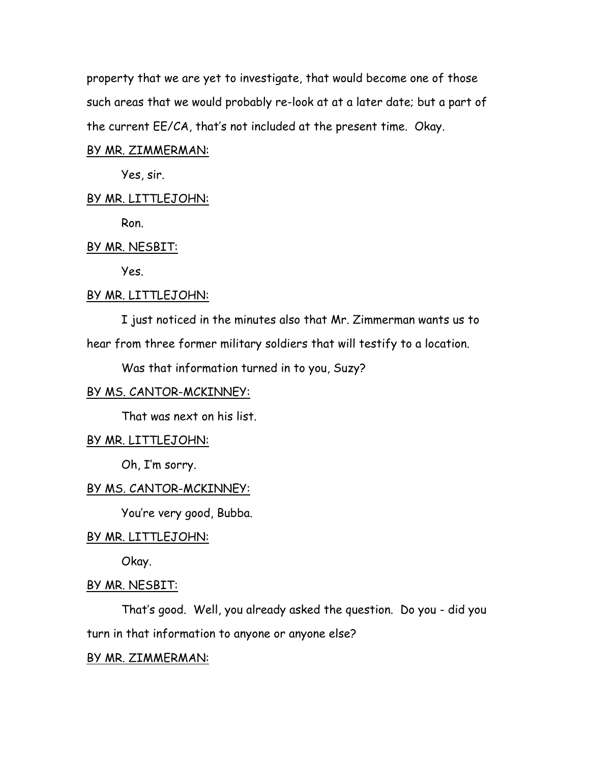property that we are yet to investigate, that would become one of those such areas that we would probably re-look at at a later date; but a part of the current EE/CA, that's not included at the present time. Okay.

BY MR. ZIMMERMAN:

Yes, sir.

BY MR. LITTLEJOHN:

Ron.

BY MR. NESBIT:

Yes.

BY MR. LITTLEJOHN:

I just noticed in the minutes also that Mr. Zimmerman wants us to hear from three former military soldiers that will testify to a location.

Was that information turned in to you, Suzy?

BY MS. CANTOR-MCKINNEY:

That was next on his list.

BY MR. LITTLEJOHN:

Oh, I'm sorry.

BY MS. CANTOR-MCKINNEY:

You're very good, Bubba.

BY MR. LITTLEJOHN:

Okay.

BY MR. NESBIT:

That's good. Well, you already asked the question. Do you - did you turn in that information to anyone or anyone else?

BY MR. ZIMMERMAN: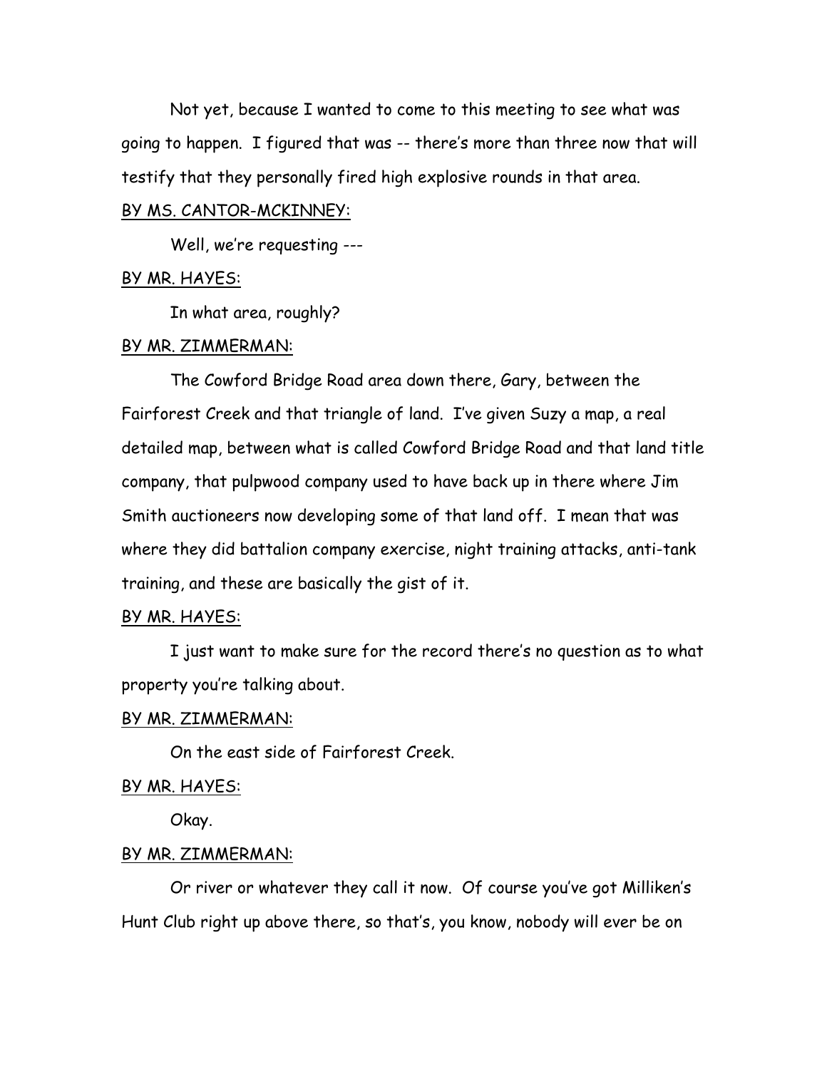Not yet, because I wanted to come to this meeting to see what was going to happen. I figured that was -- there's more than three now that will testify that they personally fired high explosive rounds in that area.

<u>BY MS. CANTOR-MCKINNEY:</u>

Well, we're requesting ---

<u>BY MR. HAYES:</u>

In what area, roughly?

<u>BY MR. ZIMMERMAN:</u>

The Cowford Bridge Road area down there, Gary, between the Fairforest Creek and that triangle of land. I've given Suzy a map, a real detailed map, between what is called Cowford Bridge Road and that land title company, that pulpwood company used to have back up in there where Jim Smith auctioneers now developing some of that land off. I mean that was where they did battalion company exercise, night training attacks, anti-tank training, and these are basically the gist of it.

<u>BY MR. HAYES:</u>

I just want to make sure for the record there's no question as to what property you're talking about.

<u>BY MR. ZIMMERMAN:</u>

On the east side of Fairforest Creek.

<u>BY MR. HAYES:</u>

Okay.

<u>BY MR. ZIMMERMAN:</u>

Or river or whatever they call it now. Of course you've got Milliken's Hunt Club right up above there, so that's, you know, nobody will ever be on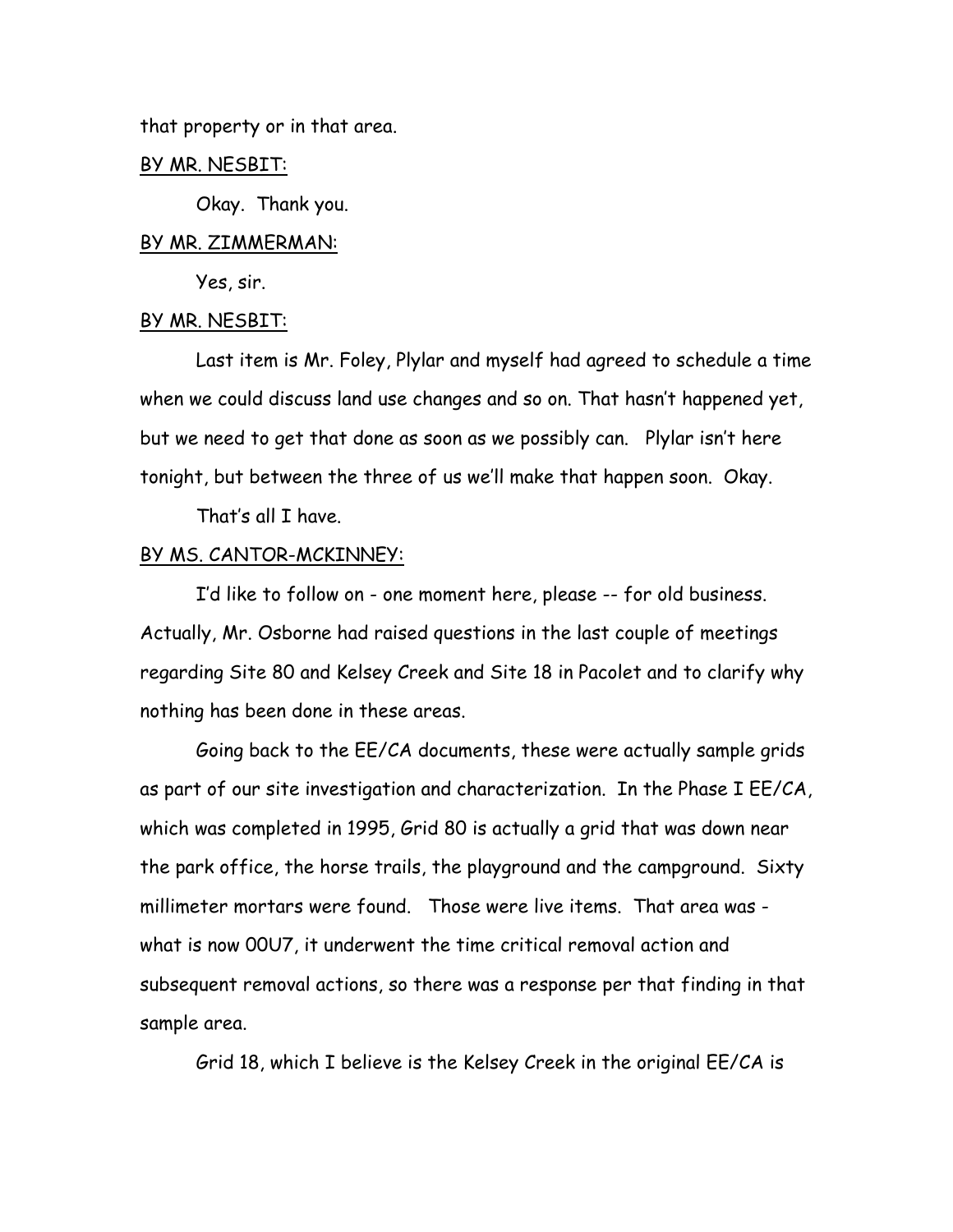that property or in that area.

BY MR. NESBIT:

Okay. Thank you.

BY MR. ZIMMERMAN:

Yes, sir.

BY MR. NESBIT:

Last item is Mr. Foley, Plylar and myself had agreed to schedule a time when we could discuss land use changes and so on. That hasn't happened yet, but we need to get that done as soon as we possibly can. Plylar isn't here tonight, but between the three of us we'll make that happen soon. Okay.

That's all I have.

BY MS. CANTOR-MCKINNEY:

I'd like to follow on - one moment here, please -- for old business. Actually, Mr. Osborne had raised questions in the last couple of meetings regarding Site 80 and Kelsey Creek and Site 18 in Pacolet and to clarify why nothing has been done in these areas.

Going back to the EE/CA documents, these were actually sample grids as part of our site investigation and characterization. In the Phase I EE/CA, which was completed in 1995, Grid 80 is actually a grid that was down near the park office, the horse trails, the playground and the campground. Sixty millimeter mortars were found. Those were live items. That area was - what is now OOU7, it underwent the time critical removal action and subsequent removal actions, so there was a response per that finding in that sample area.

Grid 18, which I believe is the Kelsey Creek in the original EE/CA is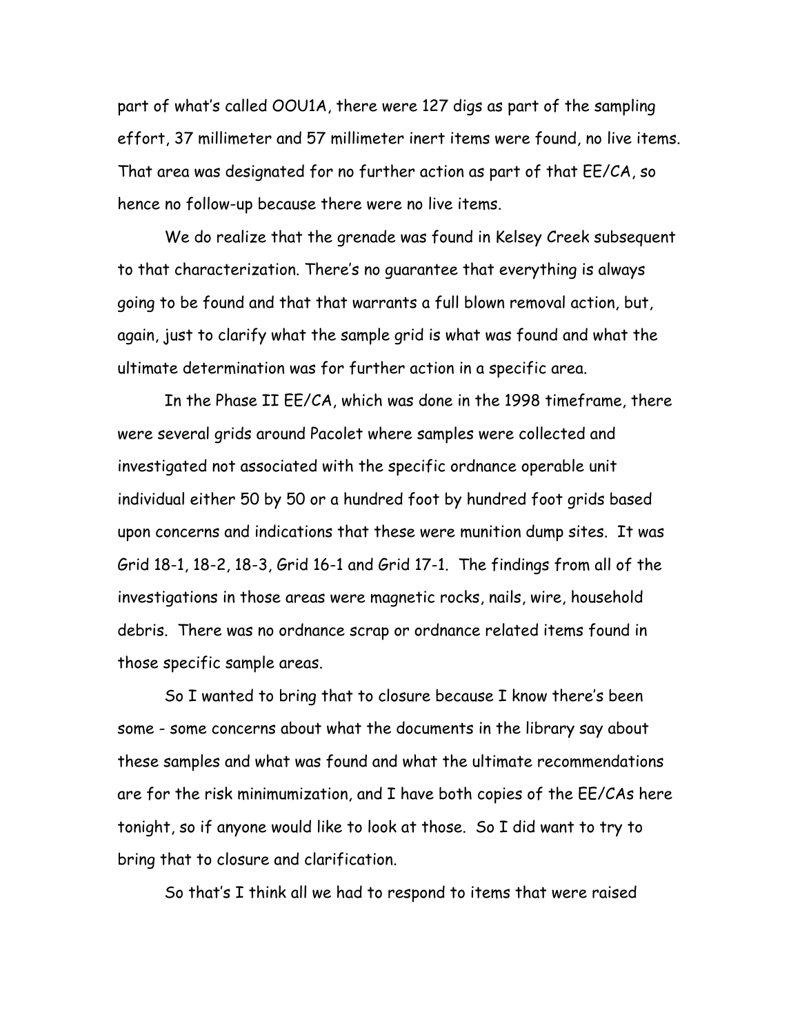part of what's called OOU1A, there were 127 digs as part of the sampling effort, 37 millimeter and 57 millimeter inert items were found, no live items. That area was designated for no further action as part of that EE/CA, so hence no follow-up because there were no live items.

We do realize that the grenade was found in Kelsey Creek subsequent to that characterization. There's no guarantee that everything is always going to be found and that that warrants a full blown removal action, but, again, just to clarify what the sample grid is what was found and what the ultimate determination was for further action in a specific area.

In the Phase II EE/CA, which was done in the 1998 timeframe, there were several grids around Pacolet where samples were collected and investigated not associated with the specific ordnance operable unit individual either 50 by 50 or a hundred foot by hundred foot grids based upon concerns and indications that these were munition dump sites. It was Grid 18-1, 18-2, 18-3, Grid 16-1 and Grid 17-1. The findings from all of the investigations in those areas were magnetic rocks, nails, wire, household debris. There was no ordnance scrap or ordnance related items found in those specific sample areas.

So I wanted to bring that to closure because I know there's been some - some concerns about what the documents in the library say about these samples and what was found and what the ultimate recommendations are for the risk minimumization, and I have both copies of the EE/CAs here tonight, so if anyone would like to look at those. So I did want to try to bring that to closure and clarification.

So that's I think all we had to respond to items that were raised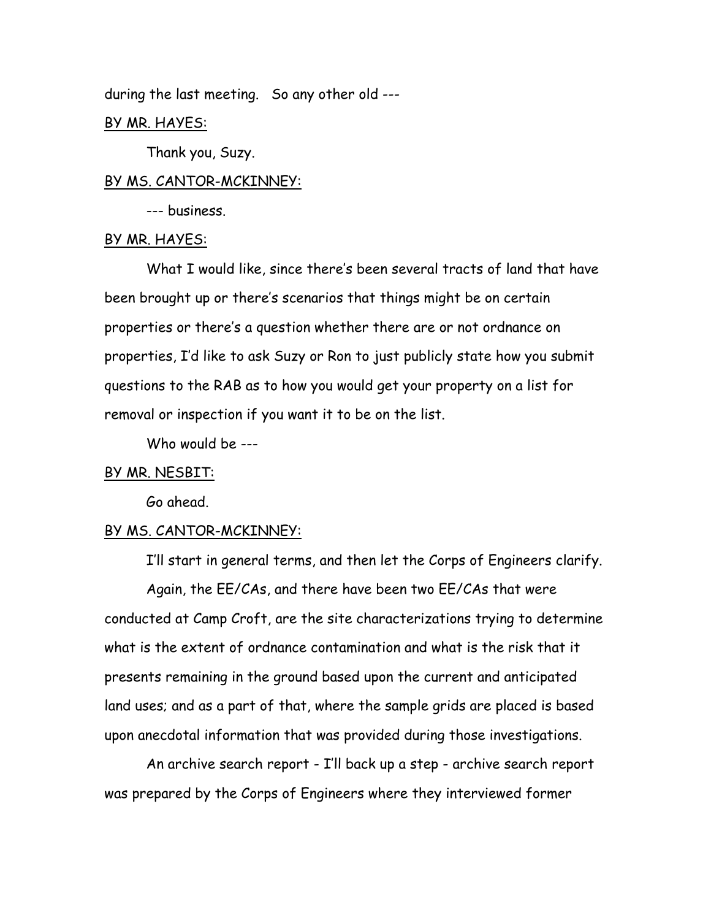during the last meeting. So any other old ---

BY MR. HAYES:

Thank you, Suzy.

BY MS. CANTOR-MCKINNEY:

--- business.

BY MR. HAYES:

What I would like, since there's been several tracts of land that have been brought up or there's scenarios that things might be on certain properties or there's a question whether there are or not ordnance on properties, I'd like to ask Suzy or Ron to just publicly state how you submit questions to the RAB as to how you would get your property on a list for removal or inspection if you want it to be on the list.

Who would be ---

BY MR. NESBIT:

Go ahead.

BY MS. CANTOR-MCKINNEY:

I'll start in general terms, and then let the Corps of Engineers clarify.

Again, the EE/CAs, and there have been two EE/CAs that were conducted at Camp Croft, are the site characterizations trying to determine what is the extent of ordnance contamination and what is the risk that it presents remaining in the ground based upon the current and anticipated land uses; and as a part of that, where the sample grids are placed is based upon anecdotal information that was provided during those investigations.

An archive search report - I'll back up a step - archive search report was prepared by the Corps of Engineers where they interviewed former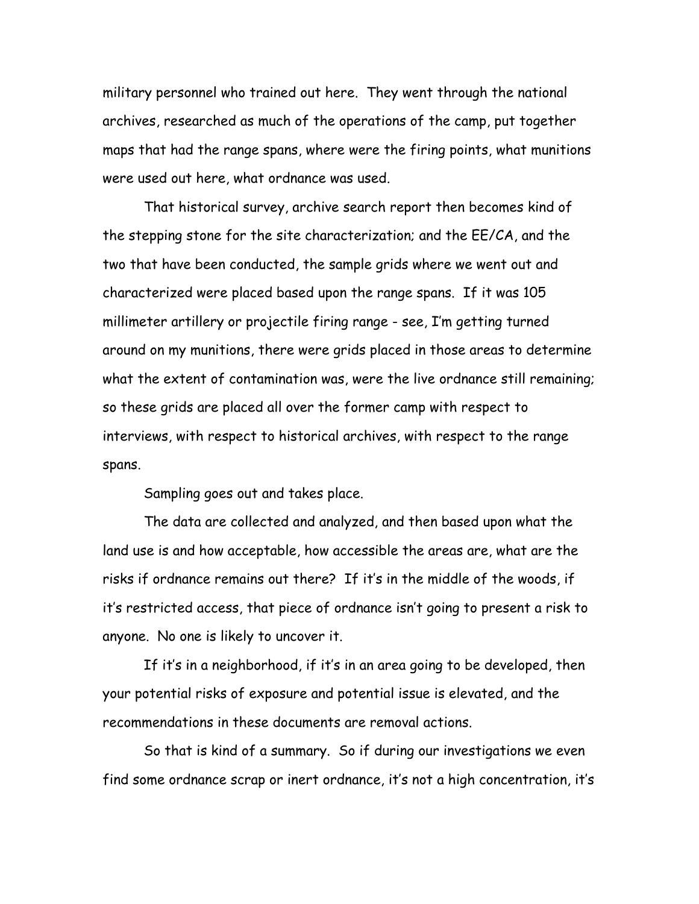military personnel who trained out here. They went through the national archives, researched as much of the operations of the camp, put together maps that had the range spans, where were the firing points, what munitions were used out here, what ordnance was used.

That historical survey, archive search report then becomes kind of the stepping stone for the site characterization; and the EE/CA, and the two that have been conducted, the sample grids where we went out and characterized were placed based upon the range spans. If it was 105 millimeter artillery or projectile firing range - see, I'm getting turned around on my munitions, there were grids placed in those areas to determine what the extent of contamination was, were the live ordnance still remaining; so these grids are placed all over the former camp with respect to interviews, with respect to historical archives, with respect to the range spans.

Sampling goes out and takes place.

The data are collected and analyzed, and then based upon what the land use is and how acceptable, how accessible the areas are, what are the risks if ordnance remains out there? If it's in the middle of the woods, if it's restricted access, that piece of ordnance isn't going to present a risk to anyone. No one is likely to uncover it.

If it's in a neighborhood, if it's in an area going to be developed, then your potential risks of exposure and potential issue is elevated, and the recommendations in these documents are removal actions.

So that is kind of a summary. So if during our investigations we even find some ordnance scrap or inert ordnance, it's not a high concentration, it's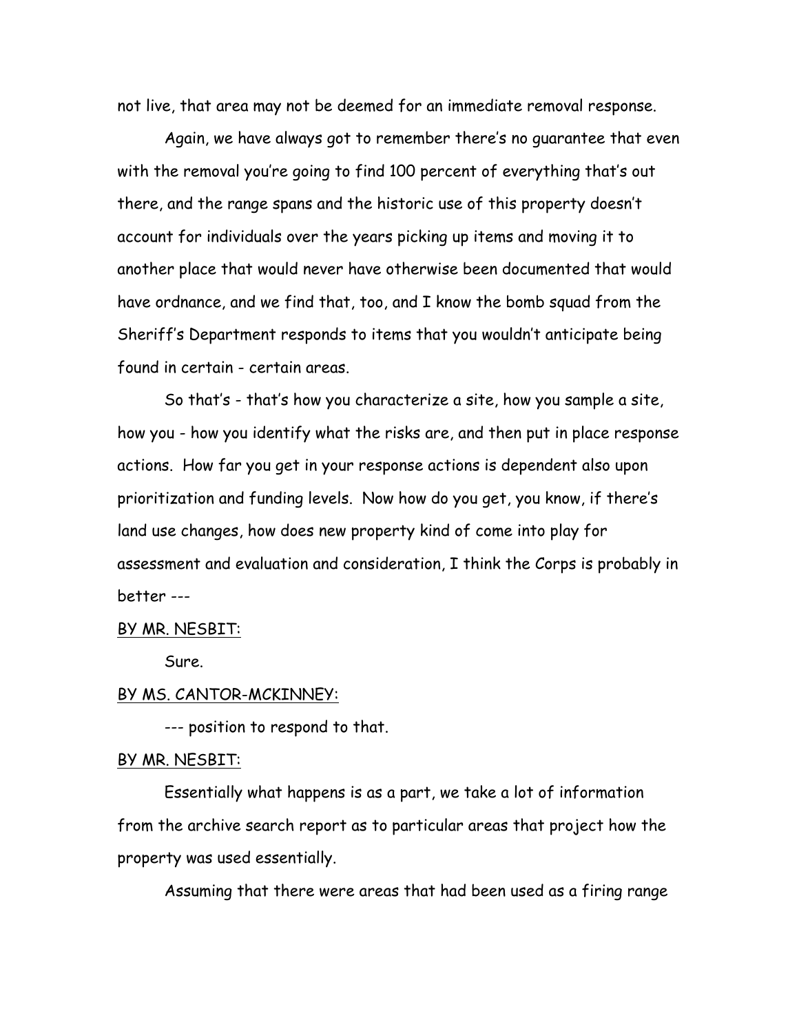not live, that area may not be deemed for an immediate removal response.

Again, we have always got to remember there's no guarantee that even with the removal you're going to find 100 percent of everything that's out there, and the range spans and the historic use of this property doesn't account for individuals over the years picking up items and moving it to another place that would never have otherwise been documented that would have ordnance, and we find that, too, and I know the bomb squad from the Sheriff's Department responds to items that you wouldn't anticipate being found in certain - certain areas.

So that's - that's how you characterize a site, how you sample a site, how you - how you identify what the risks are, and then put in place response actions. How far you get in your response actions is dependent also upon prioritization and funding levels. Now how do you get, you know, if there's land use changes, how does new property kind of come into play for assessment and evaluation and consideration, I think the Corps is probably in better ---

<u>BY MR. NESBIT:</u>

Sure.

<u>BY MS. CANTOR-MCKINNEY:</u>

--- position to respond to that.

<u>BY MR. NESBIT:</u>

Essentially what happens is as a part, we take a lot of information from the archive search report as to particular areas that project how the property was used essentially.

Assuming that there were areas that had been used as a firing range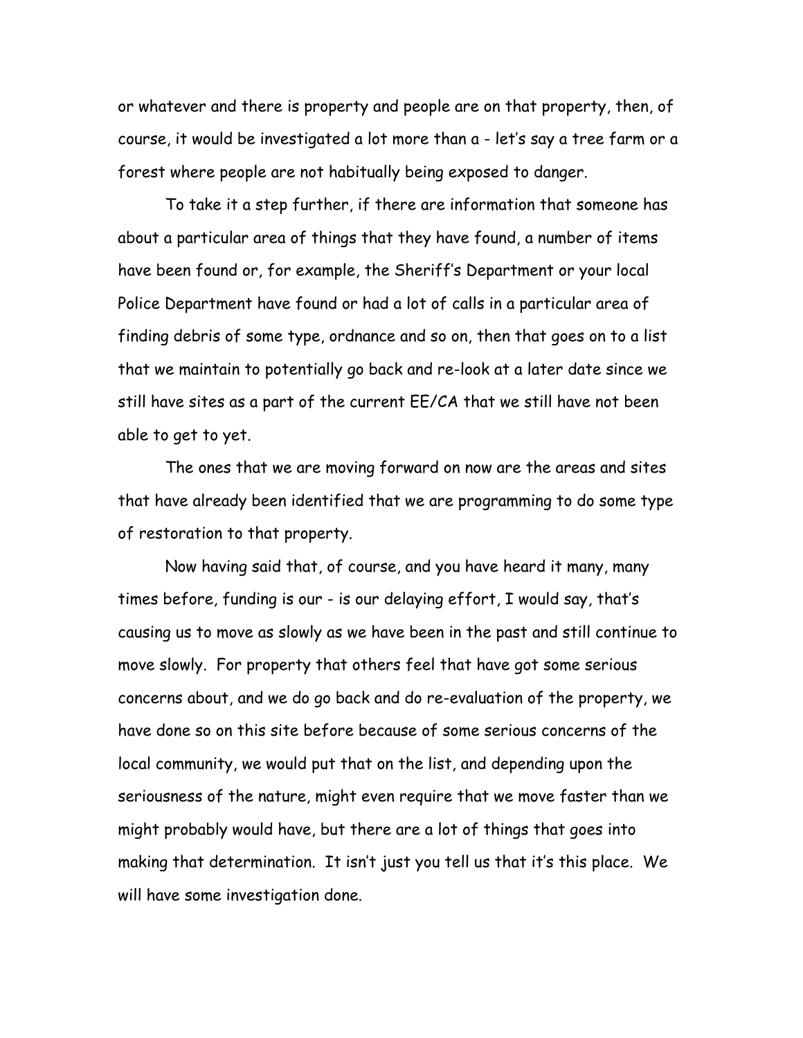or whatever and there is property and people are on that property, then, of course, it would be investigated a lot more than a - let's say a tree farm or a forest where people are not habitually being exposed to danger.

To take it a step further, if there are information that someone has about a particular area of things that they have found, a number of items have been found or, for example, the Sheriff's Department or your local Police Department have found or had a lot of calls in a particular area of finding debris of some type, ordnance and so on, then that goes on to a list that we maintain to potentially go back and re-look at a later date since we still have sites as a part of the current EE/CA that we still have not been able to get to yet.

The ones that we are moving forward on now are the areas and sites that have already been identified that we are programming to do some type of restoration to that property.

Now having said that, of course, and you have heard it many, many times before, funding is our - is our delaying effort, I would say, that's causing us to move as slowly as we have been in the past and still continue to move slowly. For property that others feel that have got some serious concerns about, and we do go back and do re-evaluation of the property, we have done so on this site before because of some serious concerns of the local community, we would put that on the list, and depending upon the seriousness of the nature, might even require that we move faster than we might probably would have, but there are a lot of things that goes into making that determination. It isn't just you tell us that it's this place. We will have some investigation done.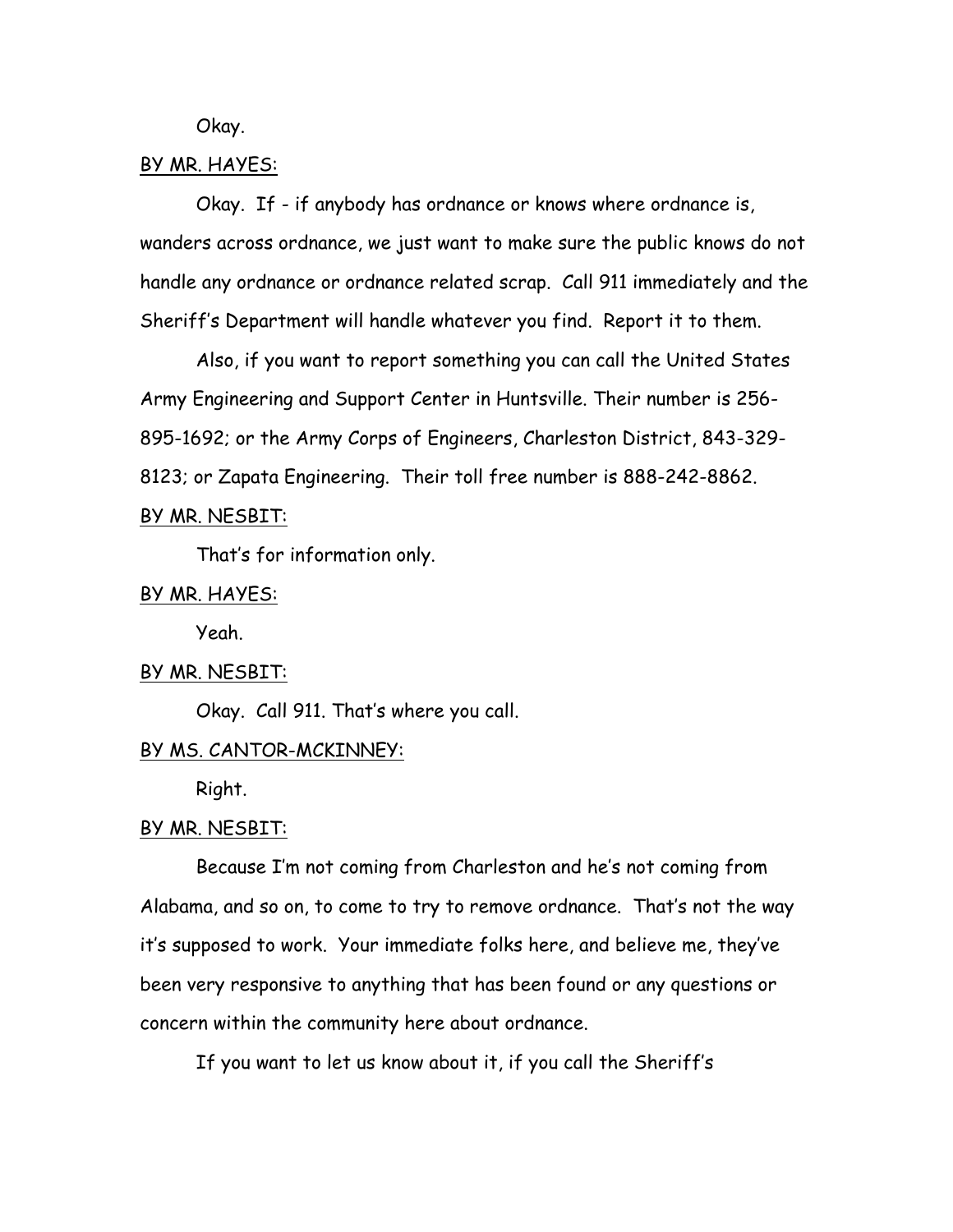Okay.

BY MR. HAYES:

Okay. If - if anybody has ordnance or knows where ordnance is, wanders across ordnance, we just want to make sure the public knows do not handle any ordnance or ordnance related scrap. Call 911 immediately and the Sheriff's Department will handle whatever you find. Report it to them.

Also, if you want to report something you can call the United States Army Engineering and Support Center in Huntsville. Their number is 256-895-1692; or the Army Corps of Engineers, Charleston District, 843-329-8123; or Zapata Engineering. Their toll free number is 888-242-8862.

BY MR. NESBIT:

That's for information only.

BY MR. HAYES:

Yeah.

BY MR. NESBIT:

Okay. Call 911. That's where you call.

BY MS. CANTOR-MCKINNEY:

Right.

BY MR. NESBIT:

Because I'm not coming from Charleston and he's not coming from Alabama, and so on, to come to try to remove ordnance. That's not the way it's supposed to work. Your immediate folks here, and believe me, they've been very responsive to anything that has been found or any questions or concern within the community here about ordnance.

If you want to let us know about it, if you call the Sheriff's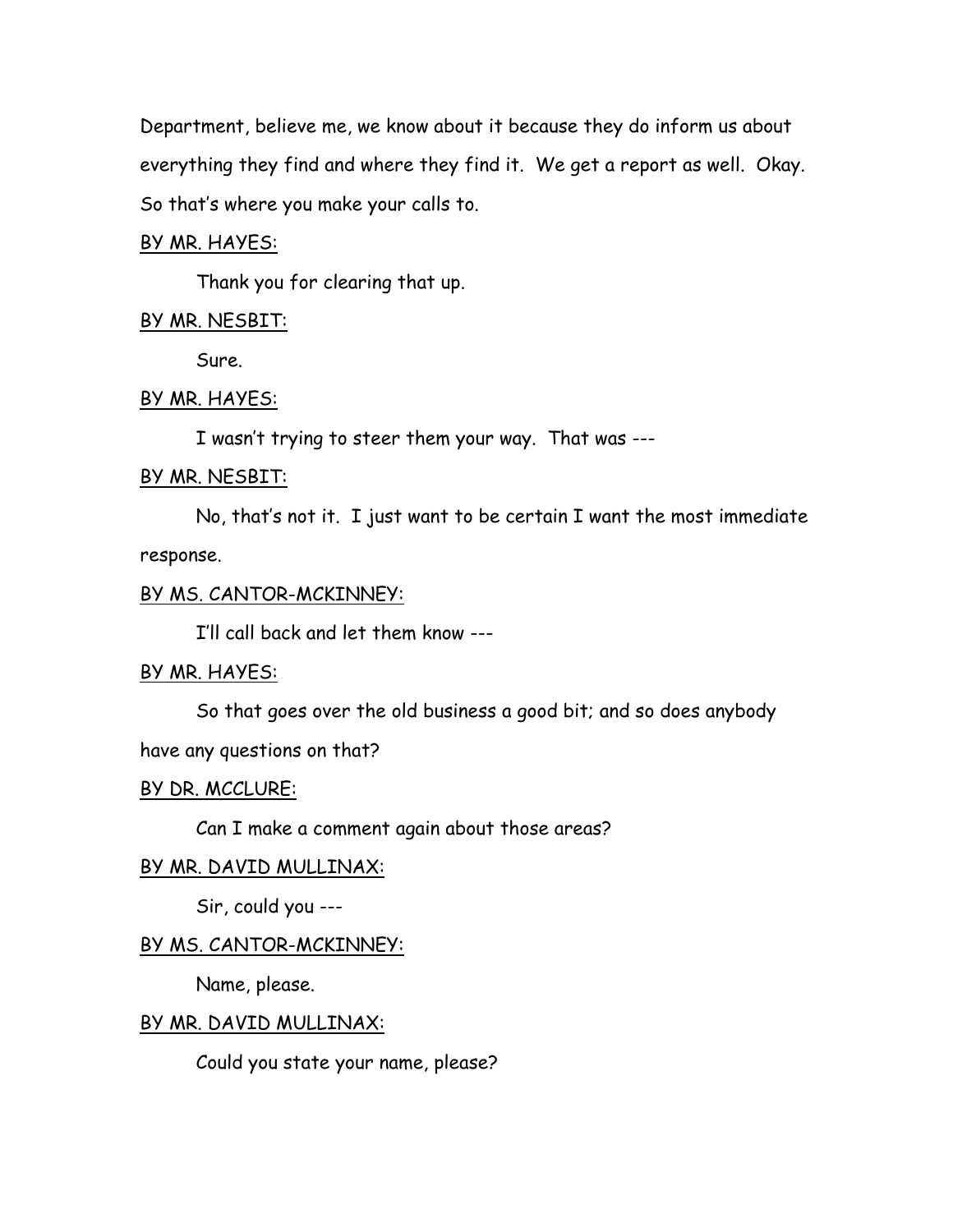Department, believe me, we know about it because they do inform us about everything they find and where they find it. We get a report as well. Okay. So that's where you make your calls to.

BY MR. HAYES:

Thank you for clearing that up.

BY MR. NESBIT:

Sure.

BY MR. HAYES:

I wasn't trying to steer them your way. That was ---

BY MR. NESBIT:

No, that's not it. I just want to be certain I want the most immediate response.

BY MS. CANTOR-MCKINNEY:

I'll call back and let them know ---

BY MR. HAYES:

So that goes over the old business a good bit; and so does anybody have any questions on that?

BY DR. MCCLURE:

Can I make a comment again about those areas?

BY MR. DAVID MULLINAX:

Sir, could you ---

BY MS. CANTOR-MCKINNEY:

Name, please.

BY MR. DAVID MULLINAX:

Could you state your name, please?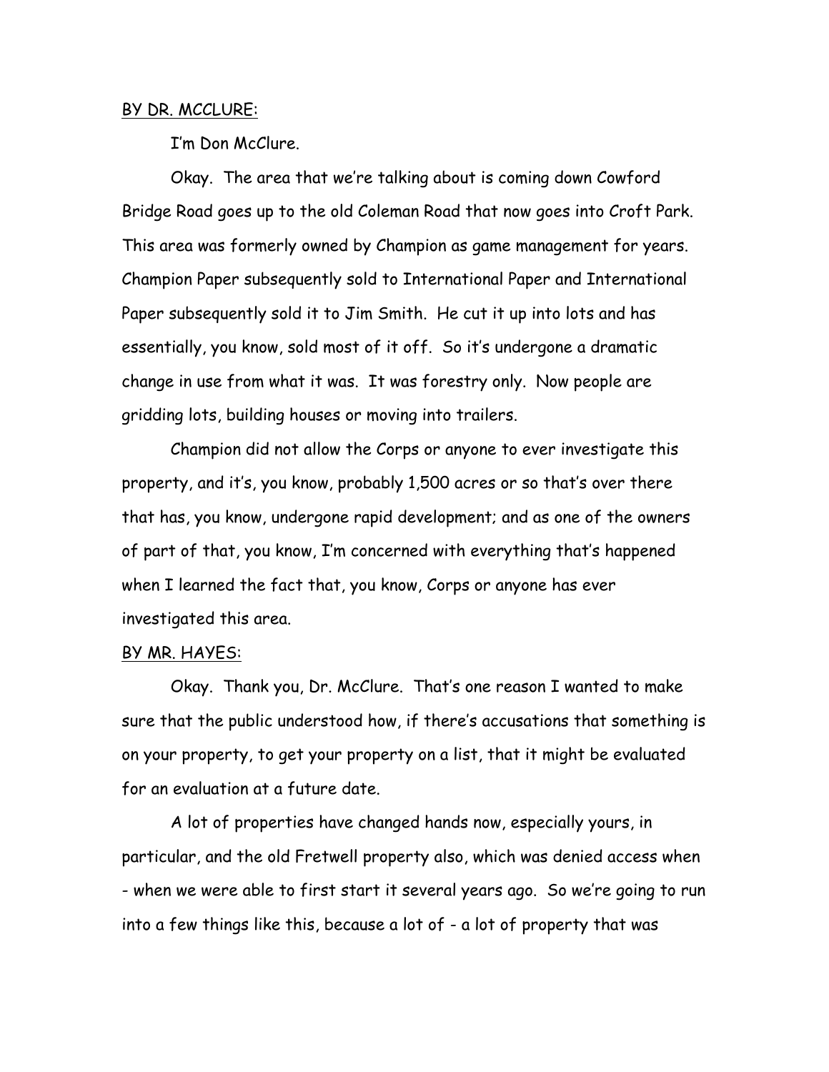BY DR. MCCLURE:

I'm Don McClure.

Okay. The area that we're talking about is coming down Cowford Bridge Road goes up to the old Coleman Road that now goes into Croft Park. This area was formerly owned by Champion as game management for years. Champion Paper subsequently sold to International Paper and International Paper subsequently sold it to Jim Smith. He cut it up into lots and has essentially, you know, sold most of it off. So it's undergone a dramatic change in use from what it was. It was forestry only. Now people are gridding lots, building houses or moving into trailers.

Champion did not allow the Corps or anyone to ever investigate this property, and it's, you know, probably 1,500 acres or so that's over there that has, you know, undergone rapid development; and as one of the owners of part of that, you know, I'm concerned with everything that's happened when I learned the fact that, you know, Corps or anyone has ever investigated this area.

BY MR. HAYES:

Okay. Thank you, Dr. McClure. That's one reason I wanted to make sure that the public understood how, if there's accusations that something is on your property, to get your property on a list, that it might be evaluated for an evaluation at a future date.

A lot of properties have changed hands now, especially yours, in particular, and the old Fretwell property also, which was denied access when - when we were able to first start it several years ago. So we're going to run into a few things like this, because a lot of - a lot of property that was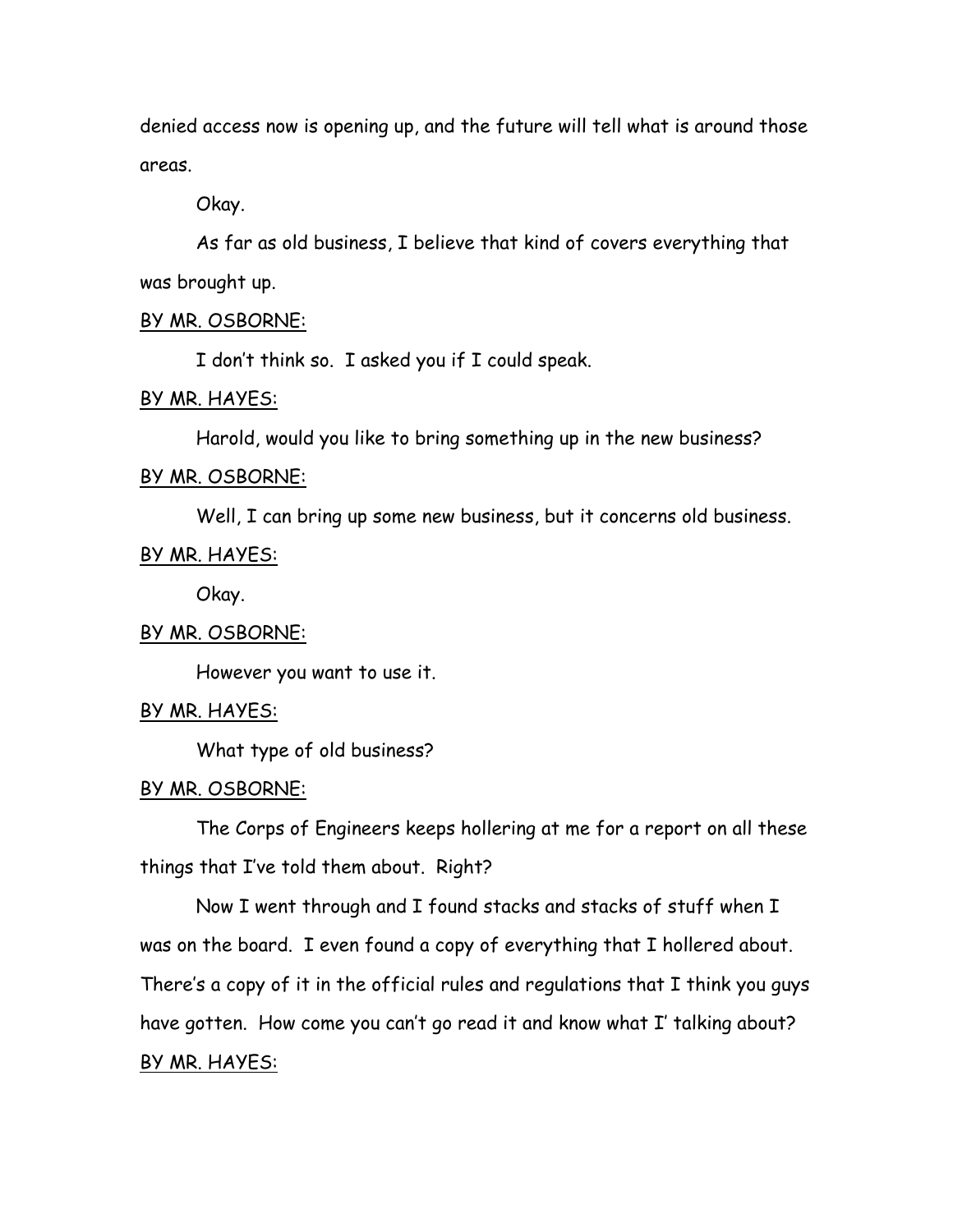denied access now is opening up, and the future will tell what is around those areas.

Okay.

As far as old business, I believe that kind of covers everything that was brought up.

BY MR. OSBORNE:

I don't think so. I asked you if I could speak.

BY MR. HAYES:

Harold, would you like to bring something up in the new business?

BY MR. OSBORNE:

Well, I can bring up some new business, but it concerns old business.

BY MR. HAYES:

Okay.

BY MR. OSBORNE:

However you want to use it.

BY MR. HAYES:

What type of old business?

BY MR. OSBORNE:

The Corps of Engineers keeps hollering at me for a report on all these things that I've told them about. Right?

Now I went through and I found stacks and stacks of stuff when I was on the board. I even found a copy of everything that I hollered about. There's a copy of it in the official rules and regulations that I think you guys have gotten. How come you can't go read it and know what I' talking about?

BY MR. HAYES: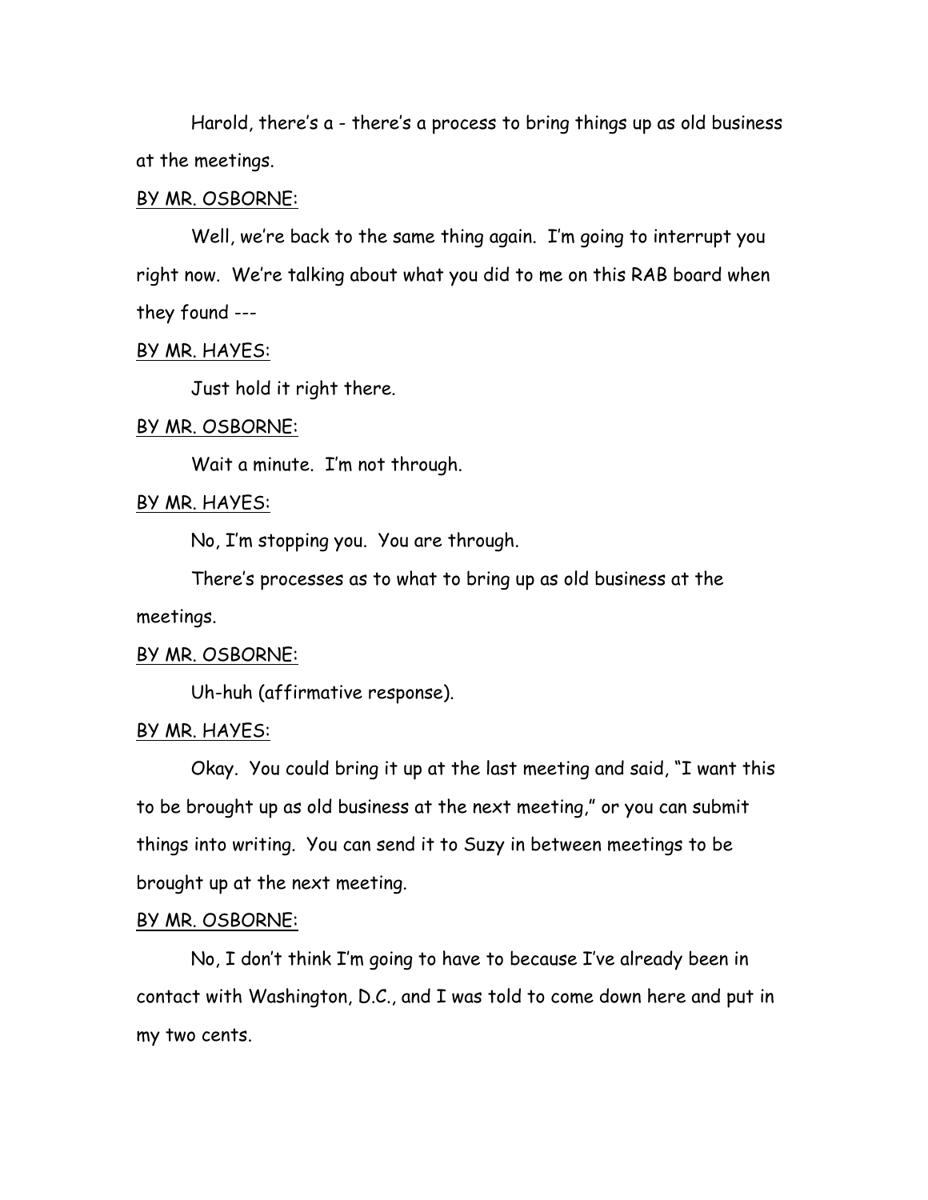Harold, there's a - there's a process to bring things up as old business at the meetings.

<u>BY MR. OSBORNE:</u>

Well, we're back to the same thing again. I'm going to interrupt you right now. We're talking about what you did to me on this RAB board when they found ---

<u>BY MR. HAYES:</u>

Just hold it right there.

<u>BY MR. OSBORNE:</u>

Wait a minute. I'm not through.

<u>BY MR. HAYES:</u>

No, I'm stopping you. You are through.

There's processes as to what to bring up as old business at the meetings.

<u>BY MR. OSBORNE:</u>

Uh-huh (affirmative response).

<u>BY MR. HAYES:</u>

Okay. You could bring it up at the last meeting and said, "I want this to be brought up as old business at the next meeting," or you can submit things into writing. You can send it to Suzy in between meetings to be brought up at the next meeting.

<u>BY MR. OSBORNE:</u>

No, I don't think I'm going to have to because I've already been in contact with Washington, D.C., and I was told to come down here and put in my two cents.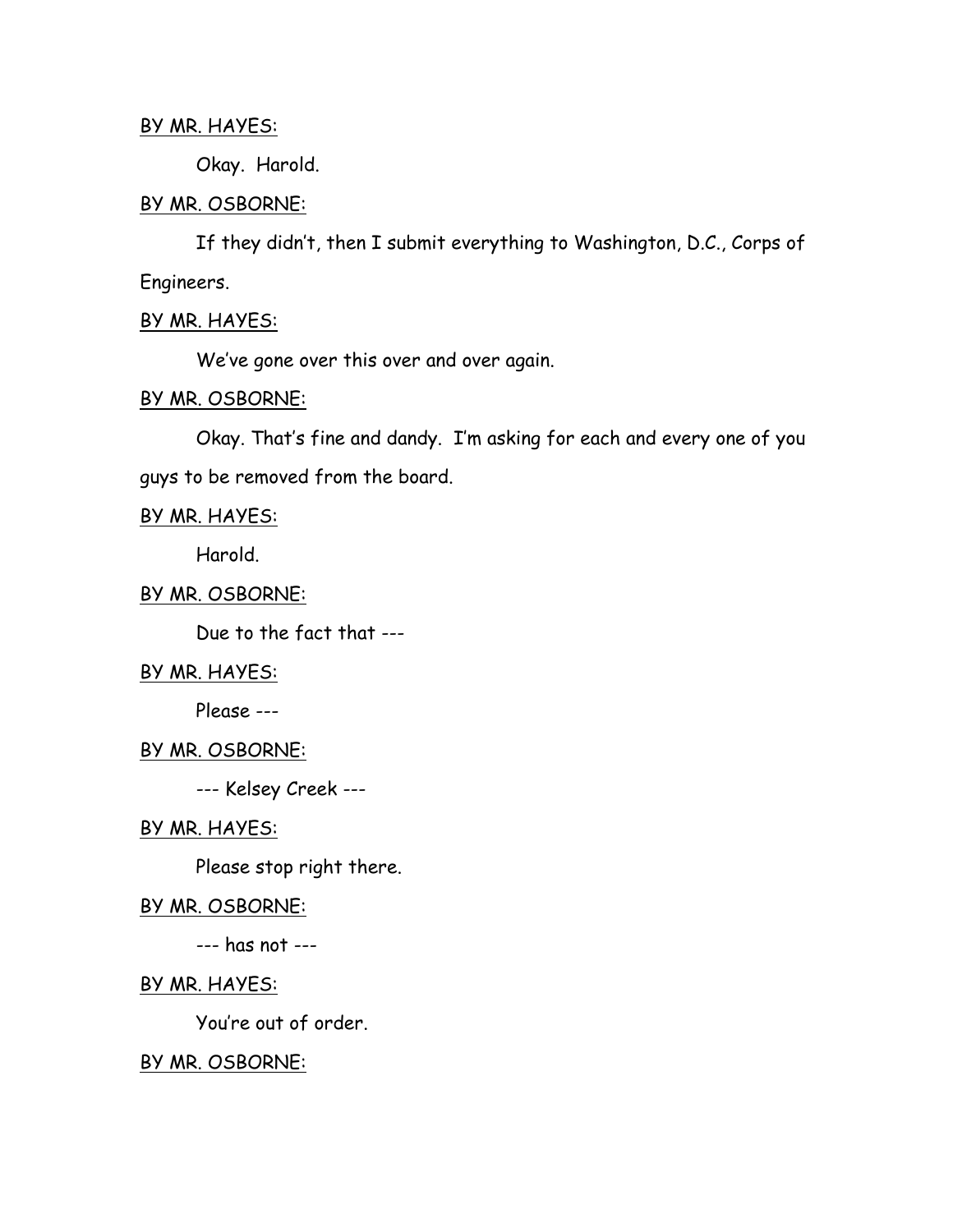BY MR. HAYES:

Okay. Harold.

BY MR. OSBORNE:

If they didn't, then I submit everything to Washington, D.C., Corps of Engineers.

BY MR. HAYES:

We've gone over this over and over again.

BY MR. OSBORNE:

Okay. That's fine and dandy. I'm asking for each and every one of you guys to be removed from the board.

BY MR. HAYES:

Harold.

BY MR. OSBORNE:

Due to the fact that ---

BY MR. HAYES:

Please ---

BY MR. OSBORNE:

--- Kelsey Creek ---

BY MR. HAYES:

Please stop right there.

BY MR. OSBORNE:

--- has not ---

BY MR. HAYES:

You're out of order.

BY MR. OSBORNE: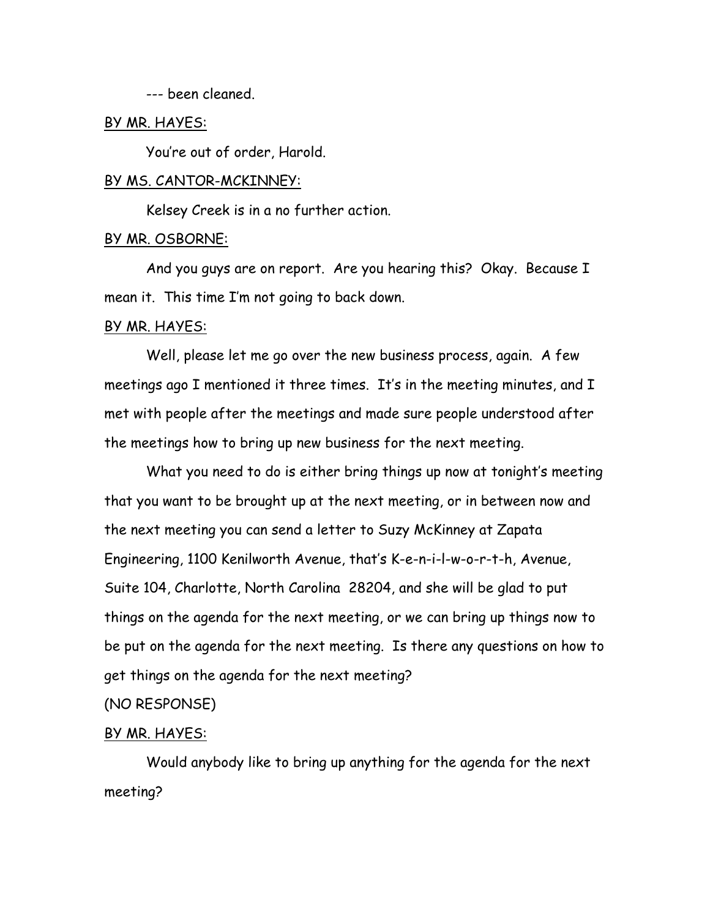--- been cleaned.

BY MR. HAYES:

You're out of order, Harold.

BY MS. CANTOR-MCKINNEY:

Kelsey Creek is in a no further action.

BY MR. OSBORNE:

And you guys are on report. Are you hearing this? Okay. Because I mean it. This time I'm not going to back down.

BY MR. HAYES:

Well, please let me go over the new business process, again. A few meetings ago I mentioned it three times. It's in the meeting minutes, and I met with people after the meetings and made sure people understood after the meetings how to bring up new business for the next meeting.

What you need to do is either bring things up now at tonight's meeting that you want to be brought up at the next meeting, or in between now and the next meeting you can send a letter to Suzy McKinney at Zapata Engineering, 1100 Kenilworth Avenue, that's K-e-n-i-l-w-o-r-t-h, Avenue, Suite 104, Charlotte, North Carolina 28204, and she will be glad to put things on the agenda for the next meeting, or we can bring up things now to be put on the agenda for the next meeting. Is there any questions on how to get things on the agenda for the next meeting?

(NO RESPONSE)

BY MR. HAYES:

Would anybody like to bring up anything for the agenda for the next meeting?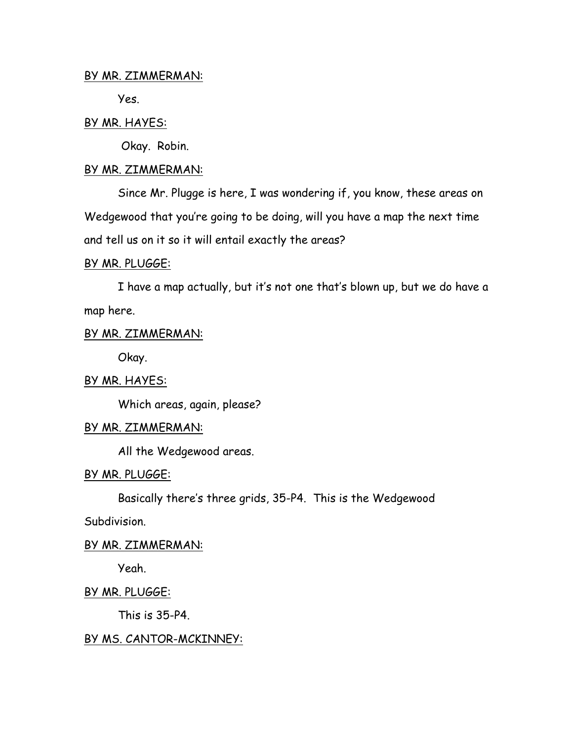<u>BY MR. ZIMMERMAN:</u>

Yes.

<u>BY MR. HAYES:</u>

Okay. Robin.

<u>BY MR. ZIMMERMAN:</u>

Since Mr. Plugge is here, I was wondering if, you know, these areas on Wedgewood that you're going to be doing, will you have a map the next time and tell us on it so it will entail exactly the areas?

<u>BY MR. PLUGGE:</u>

I have a map actually, but it's not one that's blown up, but we do have a map here.

<u>BY MR. ZIMMERMAN:</u>

Okay.

<u>BY MR. HAYES:</u>

Which areas, again, please?

<u>BY MR. ZIMMERMAN:</u>

All the Wedgewood areas.

<u>BY MR. PLUGGE:</u>

Basically there's three grids, 35-P4. This is the Wedgewood Subdivision.

<u>BY MR. ZIMMERMAN:</u>

Yeah.

<u>BY MR. PLUGGE:</u>

This is 35-P4.

<u>BY MS. CANTOR-MCKINNEY:</u>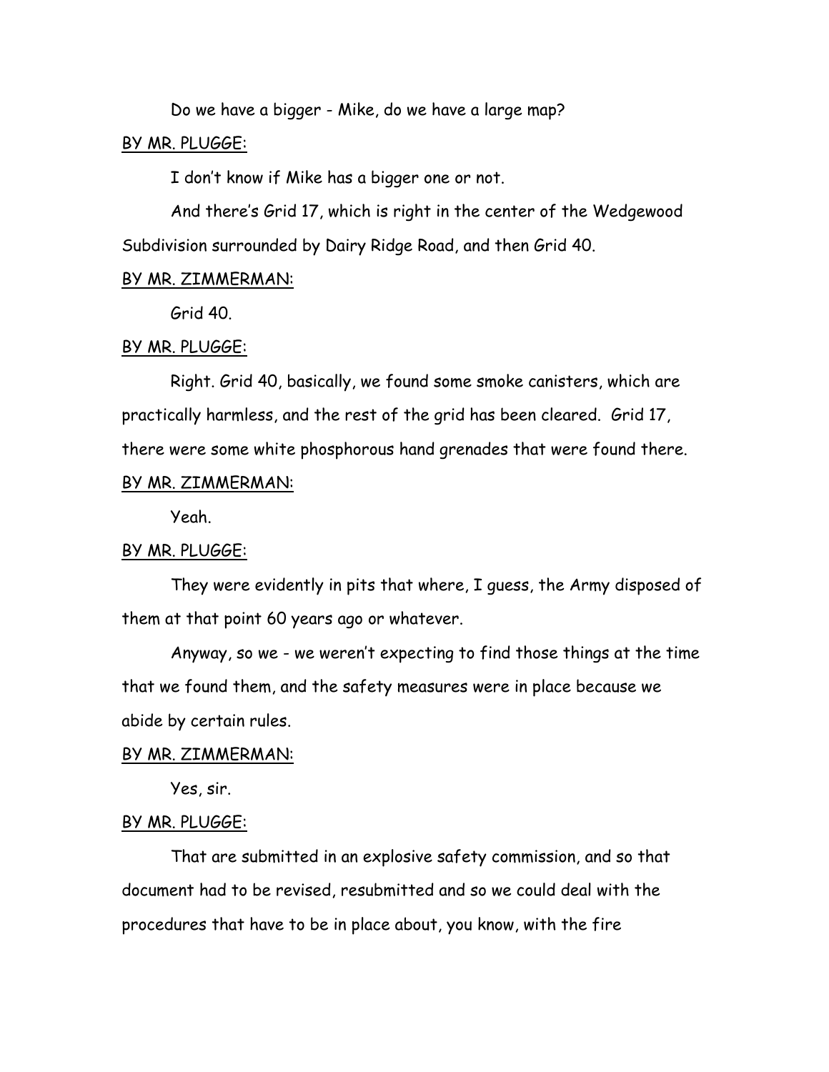Do we have a bigger - Mike, do we have a large map?

<u>BY MR. PLUGGE:</u>

I don't know if Mike has a bigger one or not.

And there's Grid 17, which is right in the center of the Wedgewood Subdivision surrounded by Dairy Ridge Road, and then Grid 40.

<u>BY MR. ZIMMERMAN:</u>

Grid 40.

<u>BY MR. PLUGGE:</u>

Right. Grid 40, basically, we found some smoke canisters, which are practically harmless, and the rest of the grid has been cleared. Grid 17, there were some white phosphorous hand grenades that were found there.

<u>BY MR. ZIMMERMAN:</u>

Yeah.

<u>BY MR. PLUGGE:</u>

They were evidently in pits that where, I guess, the Army disposed of them at that point 60 years ago or whatever.

Anyway, so we - we weren't expecting to find those things at the time that we found them, and the safety measures were in place because we abide by certain rules.

<u>BY MR. ZIMMERMAN:</u>

Yes, sir.

<u>BY MR. PLUGGE:</u>

That are submitted in an explosive safety commission, and so that document had to be revised, resubmitted and so we could deal with the procedures that have to be in place about, you know, with the fire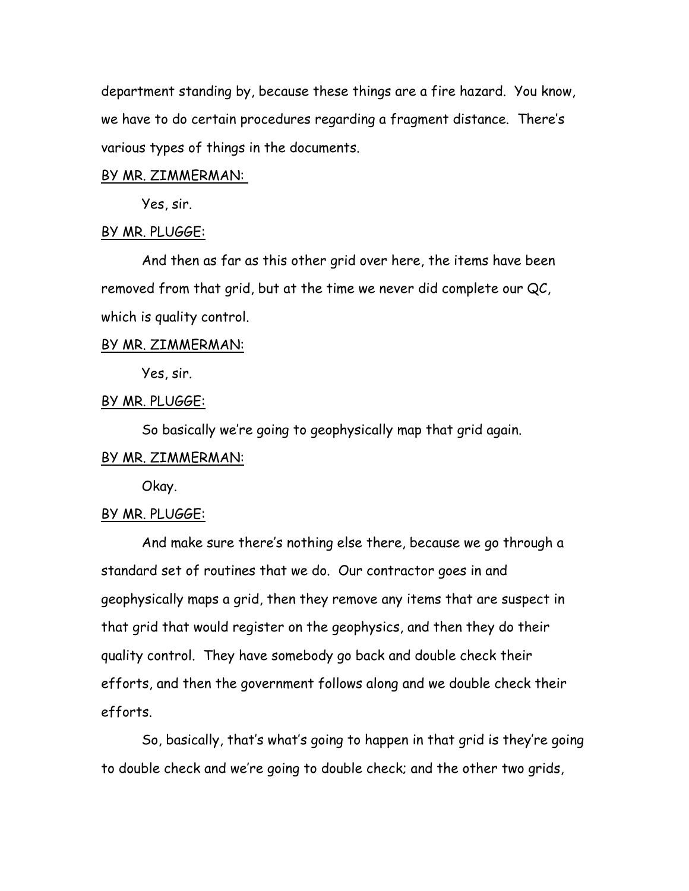department standing by, because these things are a fire hazard. You know, we have to do certain procedures regarding a fragment distance. There's various types of things in the documents.

BY MR. ZIMMERMAN:

Yes, sir.

BY MR. PLUGGE:

And then as far as this other grid over here, the items have been removed from that grid, but at the time we never did complete our QC, which is quality control.

BY MR. ZIMMERMAN:

Yes, sir.

BY MR. PLUGGE:

So basically we're going to geophysically map that grid again.

BY MR. ZIMMERMAN:

Okay.

BY MR. PLUGGE:

And make sure there's nothing else there, because we go through a standard set of routines that we do. Our contractor goes in and geophysically maps a grid, then they remove any items that are suspect in that grid that would register on the geophysics, and then they do their quality control. They have somebody go back and double check their efforts, and then the government follows along and we double check their efforts.

So, basically, that's what's going to happen in that grid is they're going to double check and we're going to double check; and the other two grids,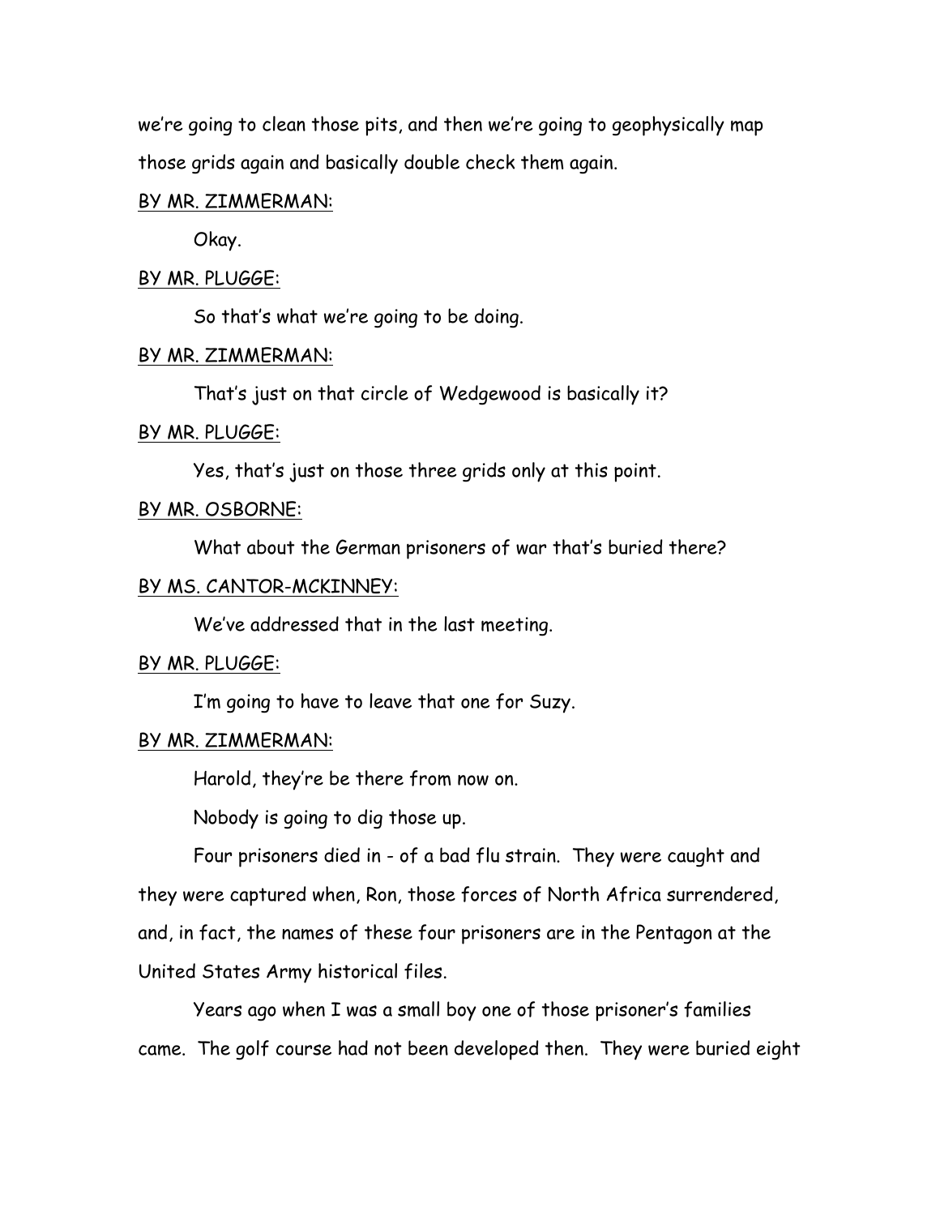we're going to clean those pits, and then we're going to geophysically map those grids again and basically double check them again.

<u>BY MR. ZIMMERMAN:</u>

Okay.

<u>BY MR. PLUGGE:</u>

So that's what we're going to be doing.

<u>BY MR. ZIMMERMAN:</u>

That's just on that circle of Wedgewood is basically it?

<u>BY MR. PLUGGE:</u>

Yes, that's just on those three grids only at this point.

<u>BY MR. OSBORNE:</u>

What about the German prisoners of war that's buried there?

<u>BY MS. CANTOR-MCKINNEY:</u>

We've addressed that in the last meeting.

<u>BY MR. PLUGGE:</u>

I'm going to have to leave that one for Suzy.

<u>BY MR. ZIMMERMAN:</u>

Harold, they're be there from now on.

Nobody is going to dig those up.

Four prisoners died in - of a bad flu strain. They were caught and they were captured when, Ron, those forces of North Africa surrendered, and, in fact, the names of these four prisoners are in the Pentagon at the United States Army historical files.

Years ago when I was a small boy one of those prisoner's families came. The golf course had not been developed then. They were buried eight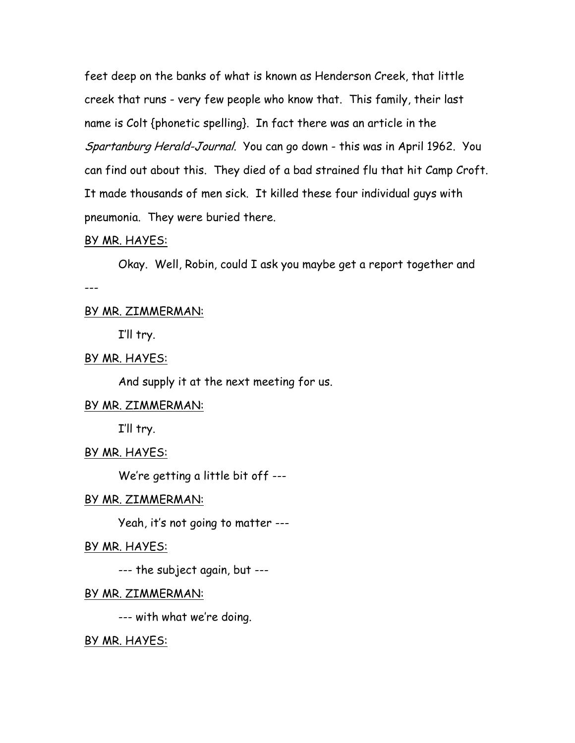feet deep on the banks of what is known as Henderson Creek, that little creek that runs - very few people who know that. This family, their last name is Colt {phonetic spelling}. In fact there was an article in the *Spartanburg Herald-Journal*. You can go down - this was in April 1962. You can find out about this. They died of a bad strained flu that hit Camp Croft. It made thousands of men sick. It killed these four individual guys with pneumonia. They were buried there.

<u>BY MR. HAYES:</u>

Okay. Well, Robin, could I ask you maybe get a report together and ---

<u>BY MR. ZIMMERMAN:</u>

I'll try.

<u>BY MR. HAYES:</u>

And supply it at the next meeting for us.

<u>BY MR. ZIMMERMAN:</u>

I'll try.

<u>BY MR. HAYES:</u>

We're getting a little bit off ---

<u>BY MR. ZIMMERMAN:</u>

Yeah, it's not going to matter ---

<u>BY MR. HAYES:</u>

--- the subject again, but ---

<u>BY MR. ZIMMERMAN:</u>

--- with what we're doing.

<u>BY MR. HAYES:</u>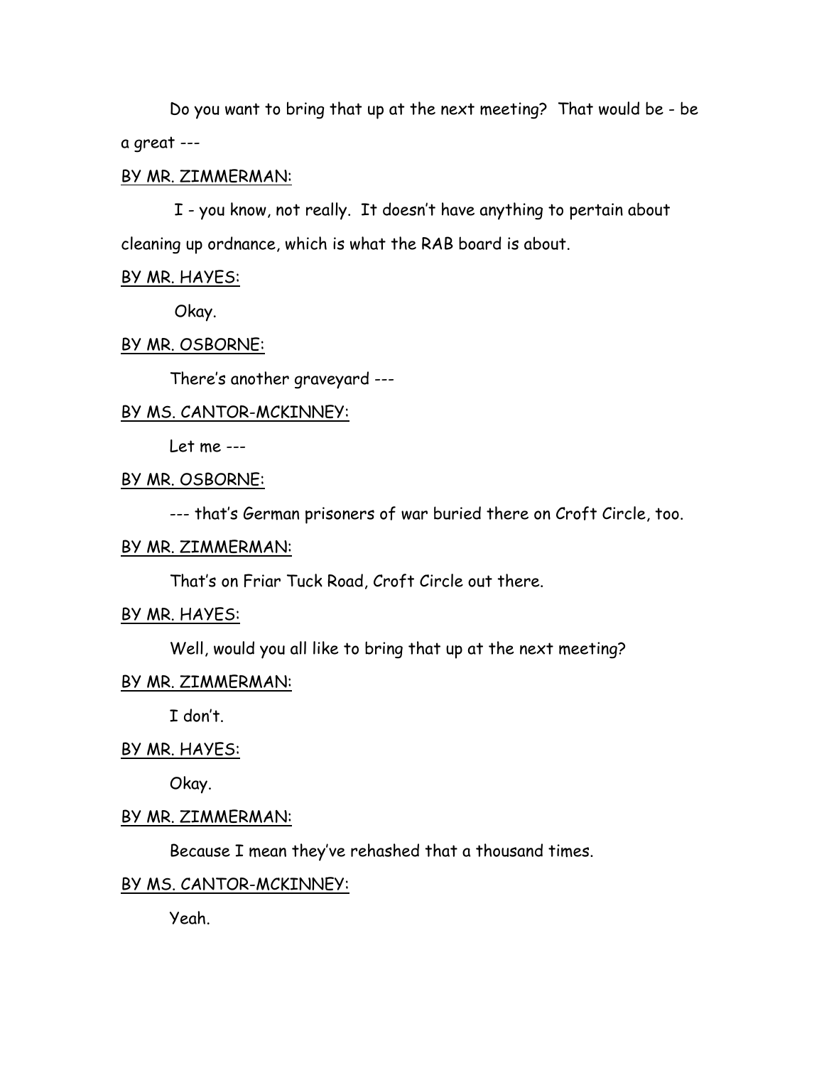Do you want to bring that up at the next meeting? That would be - be a great ---

BY MR. ZIMMERMAN:

I - you know, not really. It doesn't have anything to pertain about cleaning up ordnance, which is what the RAB board is about.

BY MR. HAYES:

Okay.

BY MR. OSBORNE:

There's another graveyard ---

BY MS. CANTOR-MCKINNEY:

Let me ---

BY MR. OSBORNE:

--- that's German prisoners of war buried there on Croft Circle, too.

BY MR. ZIMMERMAN:

That's on Friar Tuck Road, Croft Circle out there.

BY MR. HAYES:

Well, would you all like to bring that up at the next meeting?

BY MR. ZIMMERMAN:

I don't.

BY MR. HAYES:

Okay.

BY MR. ZIMMERMAN:

Because I mean they've rehashed that a thousand times.

BY MS. CANTOR-MCKINNEY:

Yeah.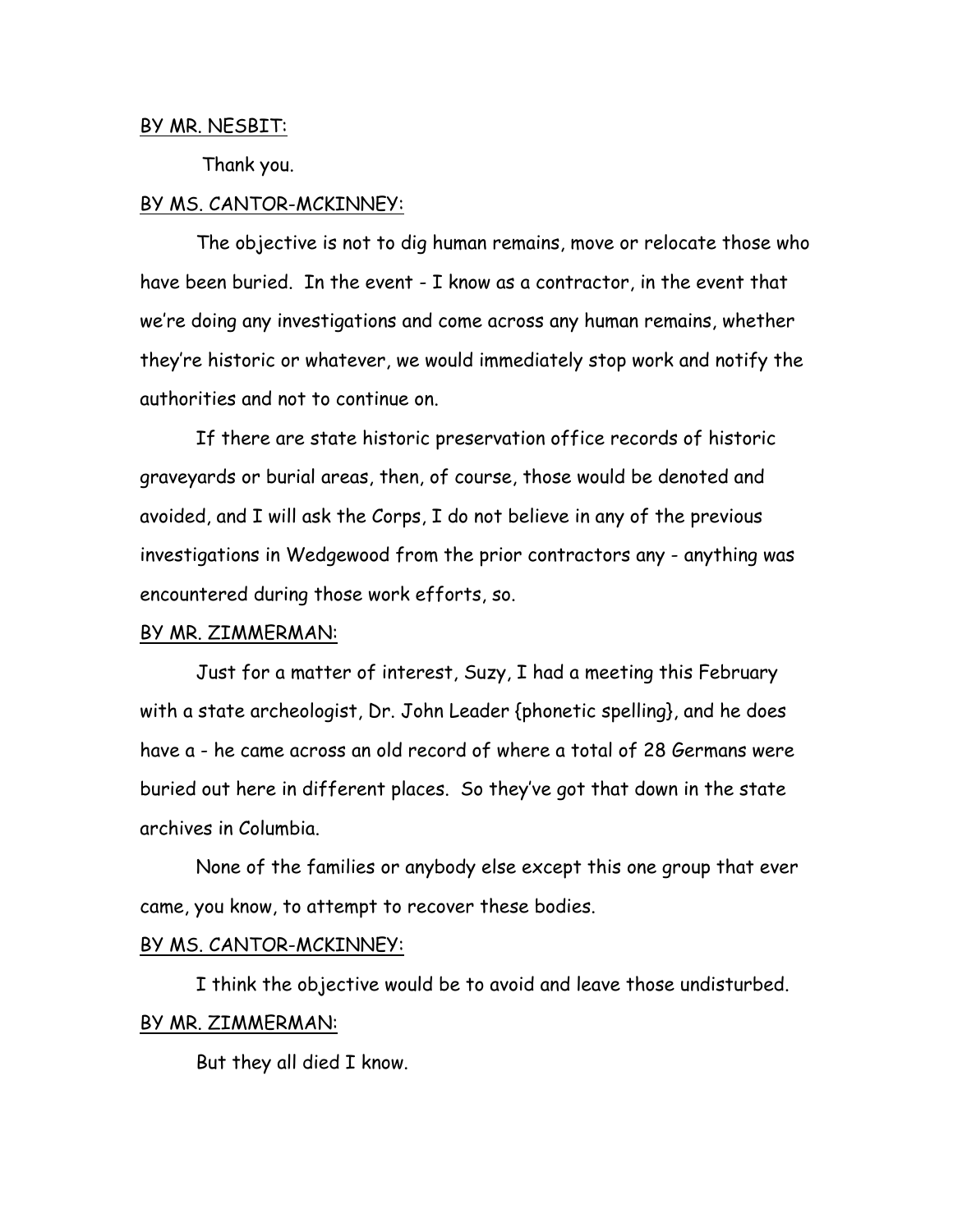<u>BY MR. NESBIT:</u>

Thank you.

<u>BY MS. CANTOR-MCKINNEY:</u>

The objective is not to dig human remains, move or relocate those who have been buried. In the event - I know as a contractor, in the event that we're doing any investigations and come across any human remains, whether they're historic or whatever, we would immediately stop work and notify the authorities and not to continue on.

If there are state historic preservation office records of historic graveyards or burial areas, then, of course, those would be denoted and avoided, and I will ask the Corps, I do not believe in any of the previous investigations in Wedgewood from the prior contractors any - anything was encountered during those work efforts, so.

<u>BY MR. ZIMMERMAN:</u>

Just for a matter of interest, Suzy, I had a meeting this February with a state archeologist, Dr. John Leader {phonetic spelling}, and he does have a - he came across an old record of where a total of 28 Germans were buried out here in different places. So they've got that down in the state archives in Columbia.

None of the families or anybody else except this one group that ever came, you know, to attempt to recover these bodies.

<u>BY MS. CANTOR-MCKINNEY:</u>

I think the objective would be to avoid and leave those undisturbed.

<u>BY MR. ZIMMERMAN:</u>

But they all died I know.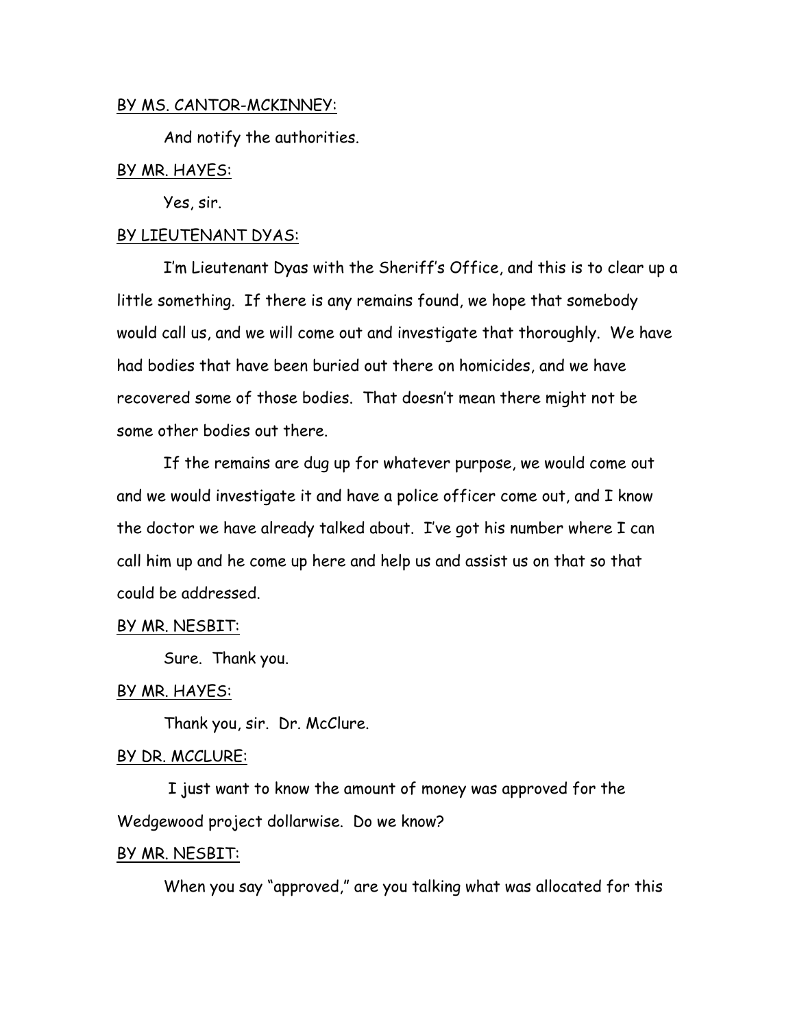<u>BY MS. CANTOR-MCKINNEY:</u>

And notify the authorities.

<u>BY MR. HAYES:</u>

Yes, sir.

<u>BY LIEUTENANT DYAS:</u>

I'm Lieutenant Dyas with the Sheriff's Office, and this is to clear up a little something. If there is any remains found, we hope that somebody would call us, and we will come out and investigate that thoroughly. We have had bodies that have been buried out there on homicides, and we have recovered some of those bodies. That doesn't mean there might not be some other bodies out there.

If the remains are dug up for whatever purpose, we would come out and we would investigate it and have a police officer come out, and I know the doctor we have already talked about. I've got his number where I can call him up and he come up here and help us and assist us on that so that could be addressed.

<u>BY MR. NESBIT:</u>

Sure. Thank you.

<u>BY MR. HAYES:</u>

Thank you, sir. Dr. McClure.

<u>BY DR. MCCLURE:</u>

I just want to know the amount of money was approved for the Wedgewood project dollarwise. Do we know?

<u>BY MR. NESBIT:</u>

When you say "approved," are you talking what was allocated for this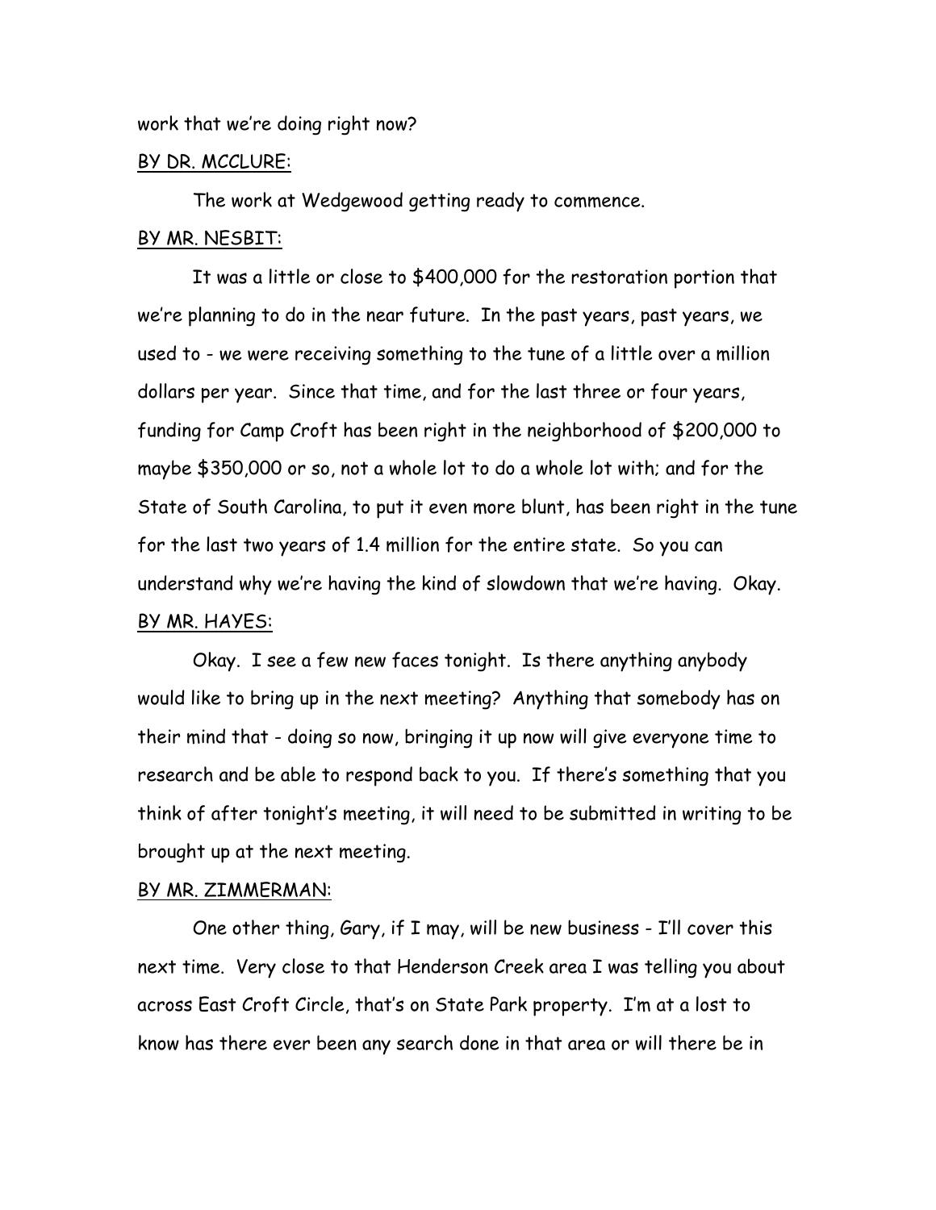work that we're doing right now?

BY DR. MCCLURE:

The work at Wedgewood getting ready to commence.

BY MR. NESBIT:

It was a little or close to $400,000 for the restoration portion that we're planning to do in the near future. In the past years, past years, we used to - we were receiving something to the tune of a little over a million dollars per year. Since that time, and for the last three or four years, funding for Camp Croft has been right in the neighborhood of $200,000 to maybe $350,000 or so, not a whole lot to do a whole lot with; and for the State of South Carolina, to put it even more blunt, has been right in the tune for the last two years of 1.4 million for the entire state. So you can understand why we're having the kind of slowdown that we're having. Okay.

BY MR. HAYES:

Okay. I see a few new faces tonight. Is there anything anybody would like to bring up in the next meeting? Anything that somebody has on their mind that - doing so now, bringing it up now will give everyone time to research and be able to respond back to you. If there's something that you think of after tonight's meeting, it will need to be submitted in writing to be brought up at the next meeting.

BY MR. ZIMMERMAN:

One other thing, Gary, if I may, will be new business - I'll cover this next time. Very close to that Henderson Creek area I was telling you about across East Croft Circle, that's on State Park property. I'm at a lost to know has there ever been any search done in that area or will there be in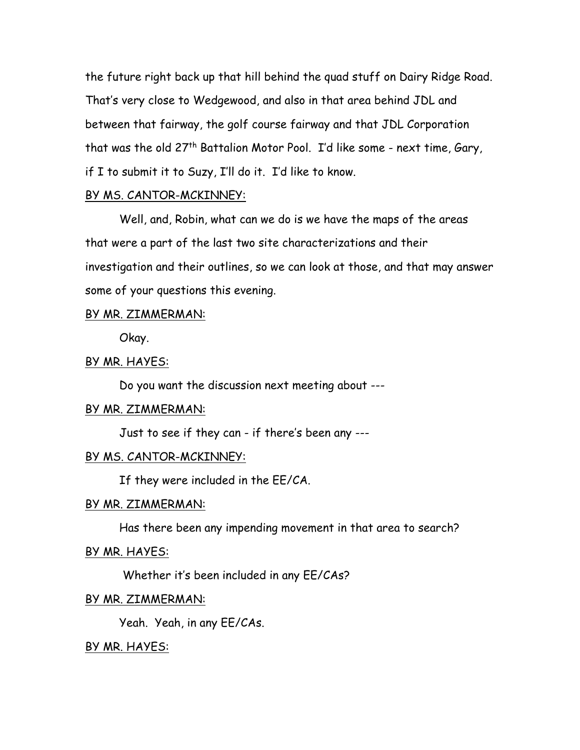the future right back up that hill behind the quad stuff on Dairy Ridge Road. That's very close to Wedgewood, and also in that area behind JDL and between that fairway, the golf course fairway and that JDL Corporation that was the old 27th Battalion Motor Pool. I'd like some - next time, Gary, if I to submit it to Suzy, I'll do it. I'd like to know.

<u>BY MS. CANTOR-MCKINNEY:</u>

Well, and, Robin, what can we do is we have the maps of the areas that were a part of the last two site characterizations and their investigation and their outlines, so we can look at those, and that may answer some of your questions this evening.

<u>BY MR. ZIMMERMAN:</u>

Okay.

<u>BY MR. HAYES:</u>

Do you want the discussion next meeting about ---

<u>BY MR. ZIMMERMAN:</u>

Just to see if they can - if there's been any ---

<u>BY MS. CANTOR-MCKINNEY:</u>

If they were included in the EE/CA.

<u>BY MR. ZIMMERMAN:</u>

Has there been any impending movement in that area to search?

<u>BY MR. HAYES:</u>

Whether it's been included in any EE/CAs?

<u>BY MR. ZIMMERMAN:</u>

Yeah. Yeah, in any EE/CAs.

<u>BY MR. HAYES:</u>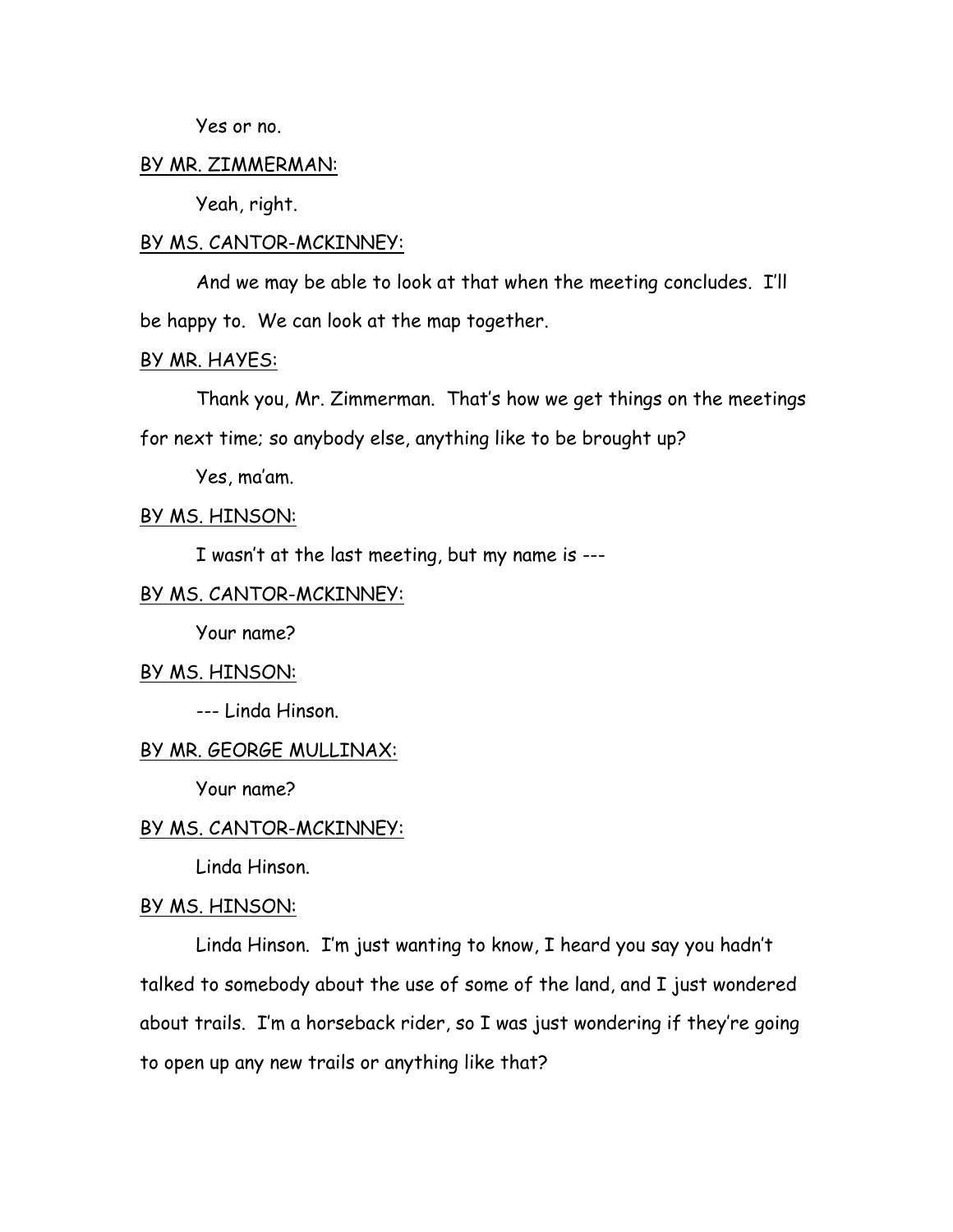Yes or no.

BY MR. ZIMMERMAN:

Yeah, right.

BY MS. CANTOR-MCKINNEY:

And we may be able to look at that when the meeting concludes. I'll be happy to. We can look at the map together.

BY MR. HAYES:

Thank you, Mr. Zimmerman. That's how we get things on the meetings for next time; so anybody else, anything like to be brought up?

Yes, ma'am.

BY MS. HINSON:

I wasn't at the last meeting, but my name is ---

BY MS. CANTOR-MCKINNEY:

Your name?

BY MS. HINSON:

--- Linda Hinson.

BY MR. GEORGE MULLINAX:

Your name?

BY MS. CANTOR-MCKINNEY:

Linda Hinson.

BY MS. HINSON:

Linda Hinson. I'm just wanting to know, I heard you say you hadn't talked to somebody about the use of some of the land, and I just wondered about trails. I'm a horseback rider, so I was just wondering if they're going to open up any new trails or anything like that?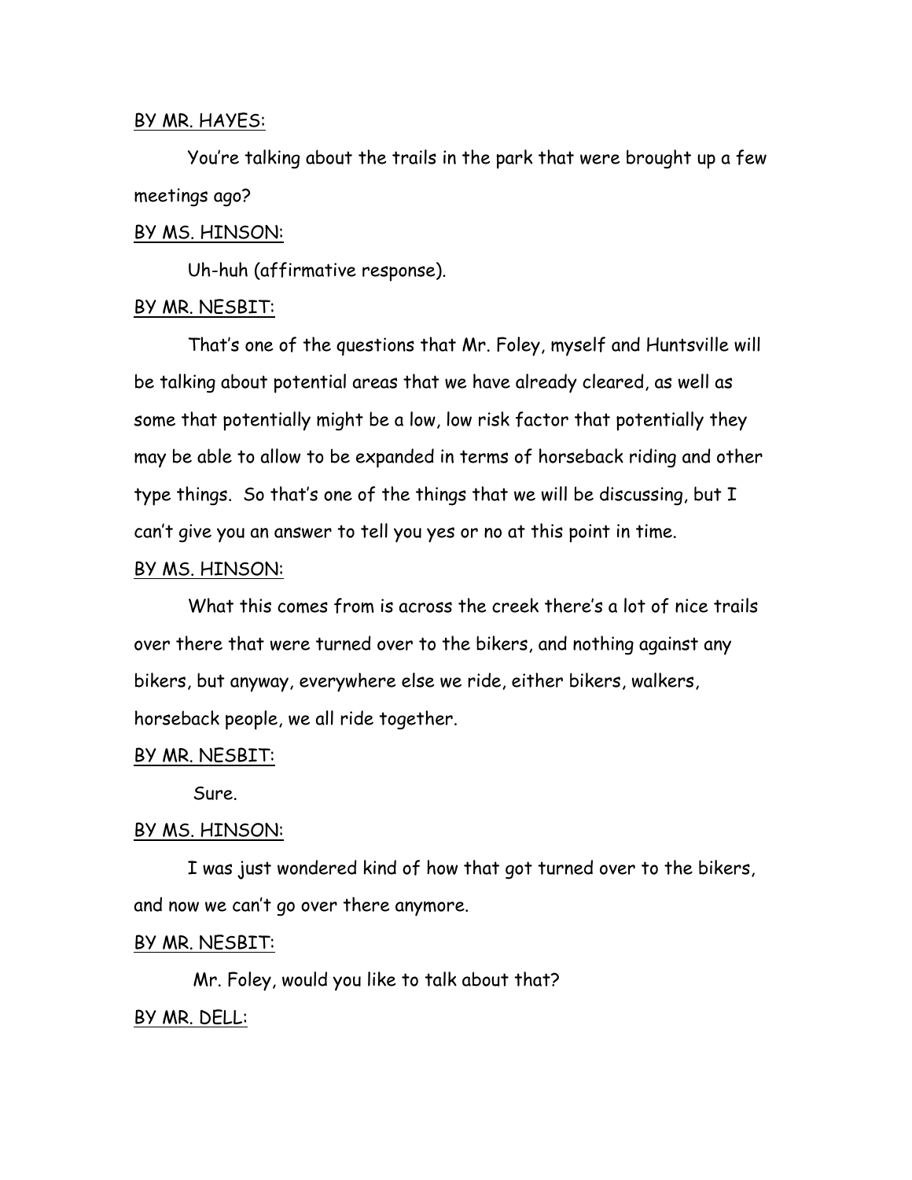BY MR. HAYES:

You're talking about the trails in the park that were brought up a few meetings ago?

BY MS. HINSON:

Uh-huh (affirmative response).

BY MR. NESBIT:

That's one of the questions that Mr. Foley, myself and Huntsville will be talking about potential areas that we have already cleared, as well as some that potentially might be a low, low risk factor that potentially they may be able to allow to be expanded in terms of horseback riding and other type things. So that's one of the things that we will be discussing, but I can't give you an answer to tell you yes or no at this point in time.

BY MS. HINSON:

What this comes from is across the creek there's a lot of nice trails over there that were turned over to the bikers, and nothing against any bikers, but anyway, everywhere else we ride, either bikers, walkers, horseback people, we all ride together.

BY MR. NESBIT:

Sure.

BY MS. HINSON:

I was just wondered kind of how that got turned over to the bikers, and now we can't go over there anymore.

BY MR. NESBIT:

Mr. Foley, would you like to talk about that?

BY MR. DELL: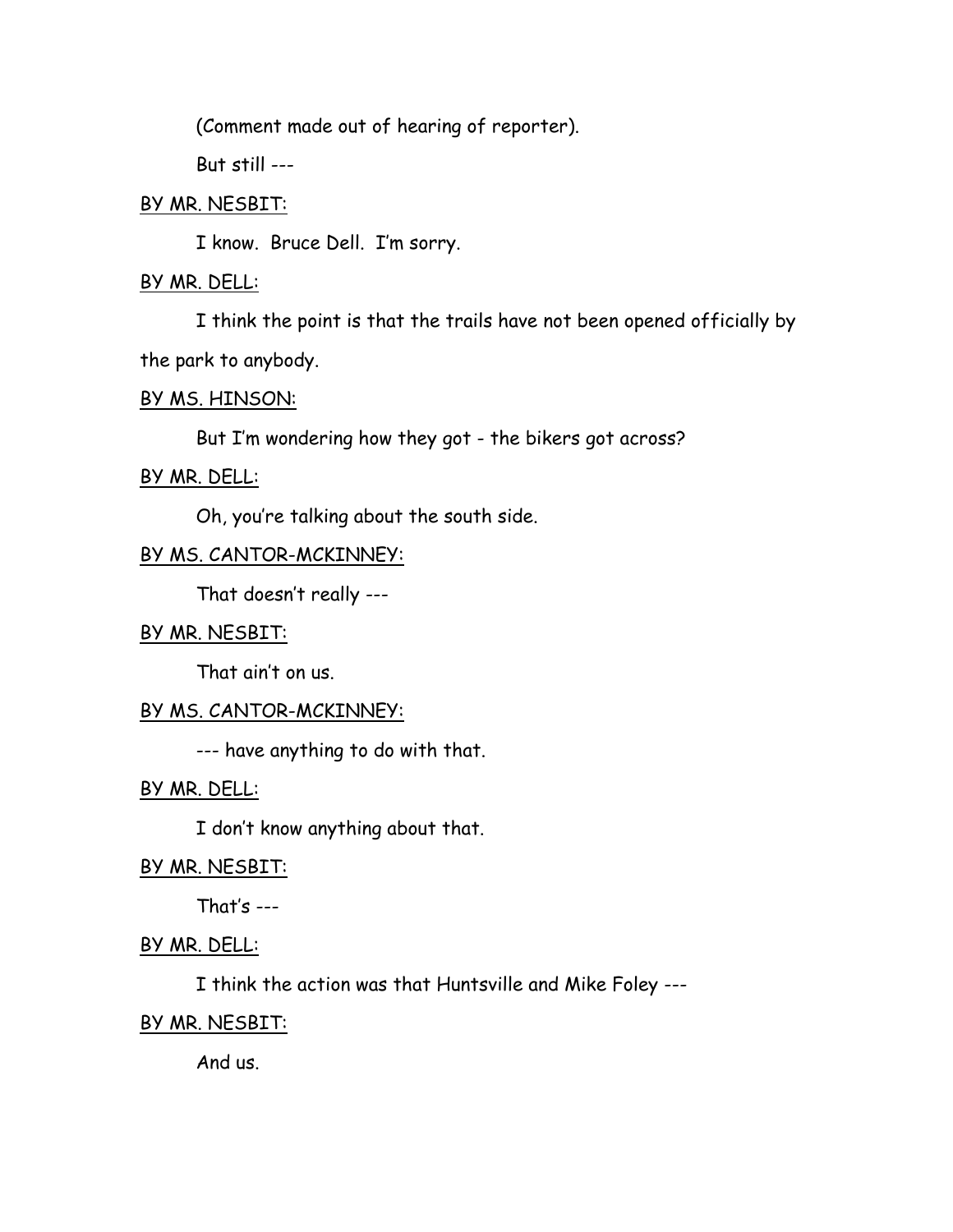(Comment made out of hearing of reporter).

But still ---

<u>BY MR. NESBIT:</u>

I know. Bruce Dell. I'm sorry.

<u>BY MR. DELL:</u>

I think the point is that the trails have not been opened officially by the park to anybody.

<u>BY MS. HINSON:</u>

But I'm wondering how they got - the bikers got across?

<u>BY MR. DELL:</u>

Oh, you're talking about the south side.

<u>BY MS. CANTOR-MCKINNEY:</u>

That doesn't really ---

<u>BY MR. NESBIT:</u>

That ain't on us.

<u>BY MS. CANTOR-MCKINNEY:</u>

--- have anything to do with that.

<u>BY MR. DELL:</u>

I don't know anything about that.

<u>BY MR. NESBIT:</u>

That's ---

<u>BY MR. DELL:</u>

I think the action was that Huntsville and Mike Foley ---

<u>BY MR. NESBIT:</u>

And us.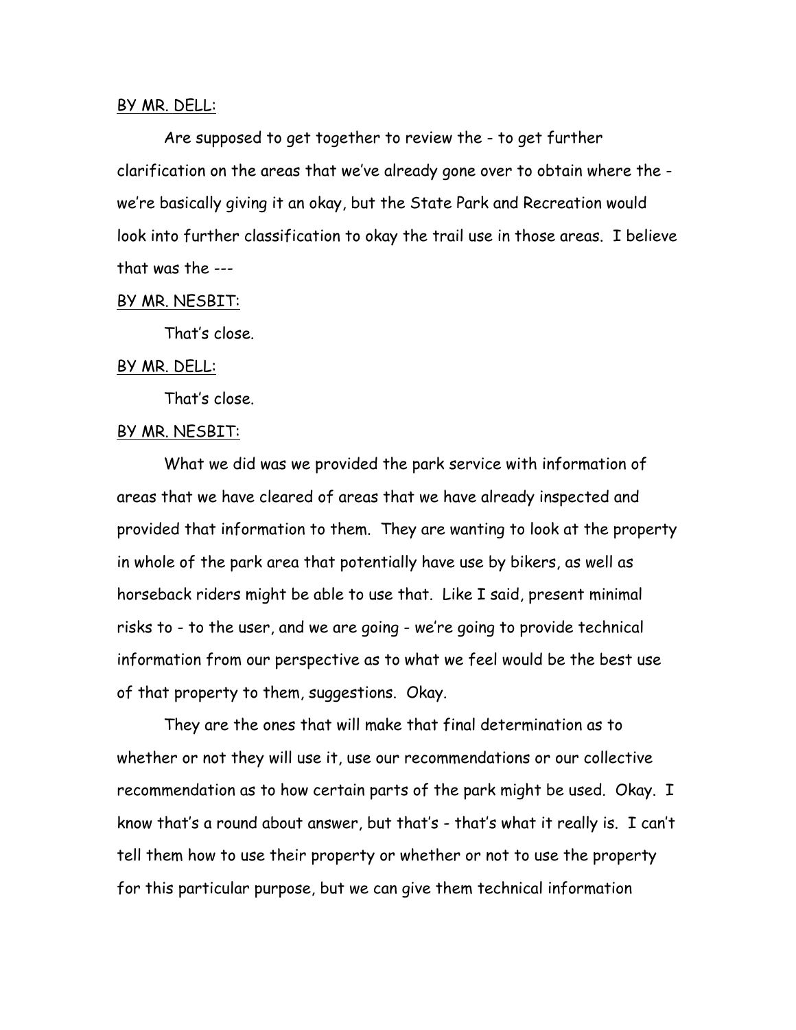<u>BY MR. DELL:</u>

Are supposed to get together to review the - to get further clarification on the areas that we've already gone over to obtain where the - we're basically giving it an okay, but the State Park and Recreation would look into further classification to okay the trail use in those areas. I believe that was the ---

<u>BY MR. NESBIT:</u>

That's close.

<u>BY MR. DELL:</u>

That's close.

<u>BY MR. NESBIT:</u>

What we did was we provided the park service with information of areas that we have cleared of areas that we have already inspected and provided that information to them. They are wanting to look at the property in whole of the park area that potentially have use by bikers, as well as horseback riders might be able to use that. Like I said, present minimal risks to - to the user, and we are going - we're going to provide technical information from our perspective as to what we feel would be the best use of that property to them, suggestions. Okay.

They are the ones that will make that final determination as to whether or not they will use it, use our recommendations or our collective recommendation as to how certain parts of the park might be used. Okay. I know that's a round about answer, but that's - that's what it really is. I can't tell them how to use their property or whether or not to use the property for this particular purpose, but we can give them technical information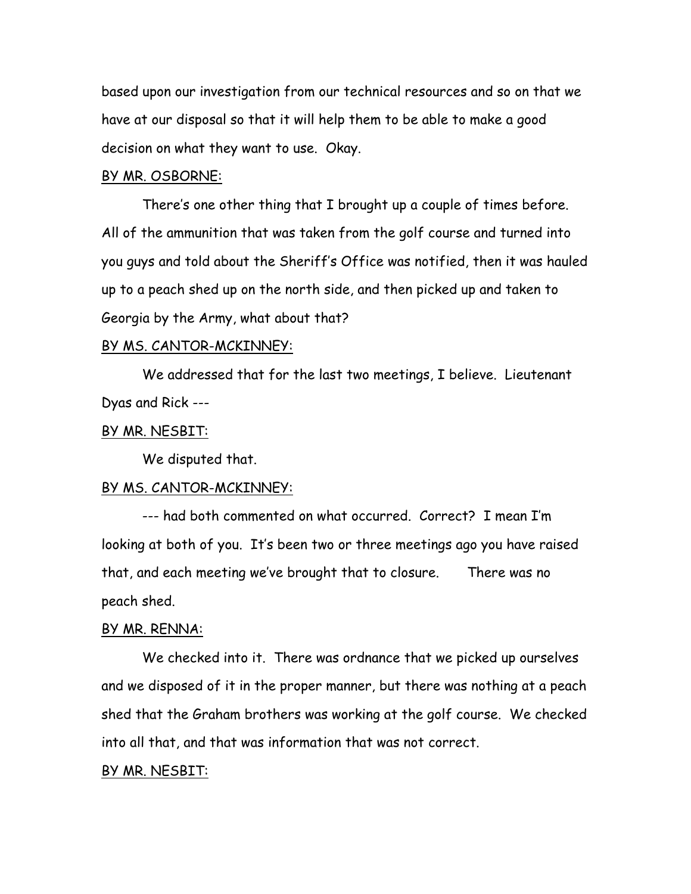based upon our investigation from our technical resources and so on that we have at our disposal so that it will help them to be able to make a good decision on what they want to use. Okay.

<u>BY MR. OSBORNE:</u>

There's one other thing that I brought up a couple of times before. All of the ammunition that was taken from the golf course and turned into you guys and told about the Sheriff's Office was notified, then it was hauled up to a peach shed up on the north side, and then picked up and taken to Georgia by the Army, what about that?

<u>BY MS. CANTOR-MCKINNEY:</u>

We addressed that for the last two meetings, I believe. Lieutenant Dyas and Rick ---

<u>BY MR. NESBIT:</u>

We disputed that.

<u>BY MS. CANTOR-MCKINNEY:</u>

--- had both commented on what occurred. Correct? I mean I'm looking at both of you. It's been two or three meetings ago you have raised that, and each meeting we've brought that to closure. There was no peach shed.

<u>BY MR. RENNA:</u>

We checked into it. There was ordnance that we picked up ourselves and we disposed of it in the proper manner, but there was nothing at a peach shed that the Graham brothers was working at the golf course. We checked into all that, and that was information that was not correct.

<u>BY MR. NESBIT:</u>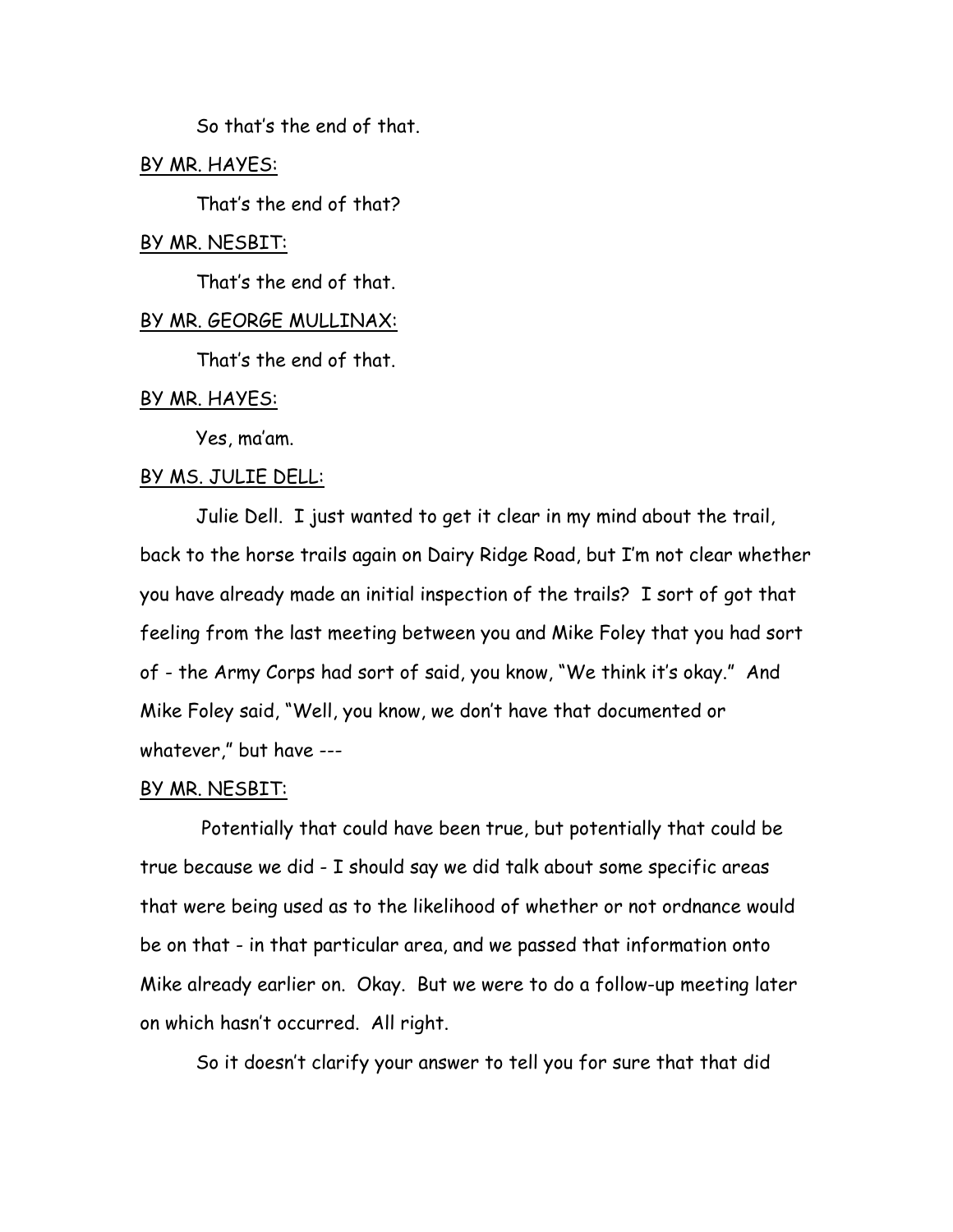So that's the end of that.

BY MR. HAYES:

That's the end of that?

BY MR. NESBIT:

That's the end of that.

BY MR. GEORGE MULLINAX:

That's the end of that.

BY MR. HAYES:

Yes, ma'am.

BY MS. JULIE DELL:

Julie Dell. I just wanted to get it clear in my mind about the trail, back to the horse trails again on Dairy Ridge Road, but I'm not clear whether you have already made an initial inspection of the trails? I sort of got that feeling from the last meeting between you and Mike Foley that you had sort of - the Army Corps had sort of said, you know, "We think it's okay." And Mike Foley said, "Well, you know, we don't have that documented or whatever," but have ---

BY MR. NESBIT:

Potentially that could have been true, but potentially that could be true because we did - I should say we did talk about some specific areas that were being used as to the likelihood of whether or not ordnance would be on that - in that particular area, and we passed that information onto Mike already earlier on. Okay. But we were to do a follow-up meeting later on which hasn't occurred. All right.

So it doesn't clarify your answer to tell you for sure that that did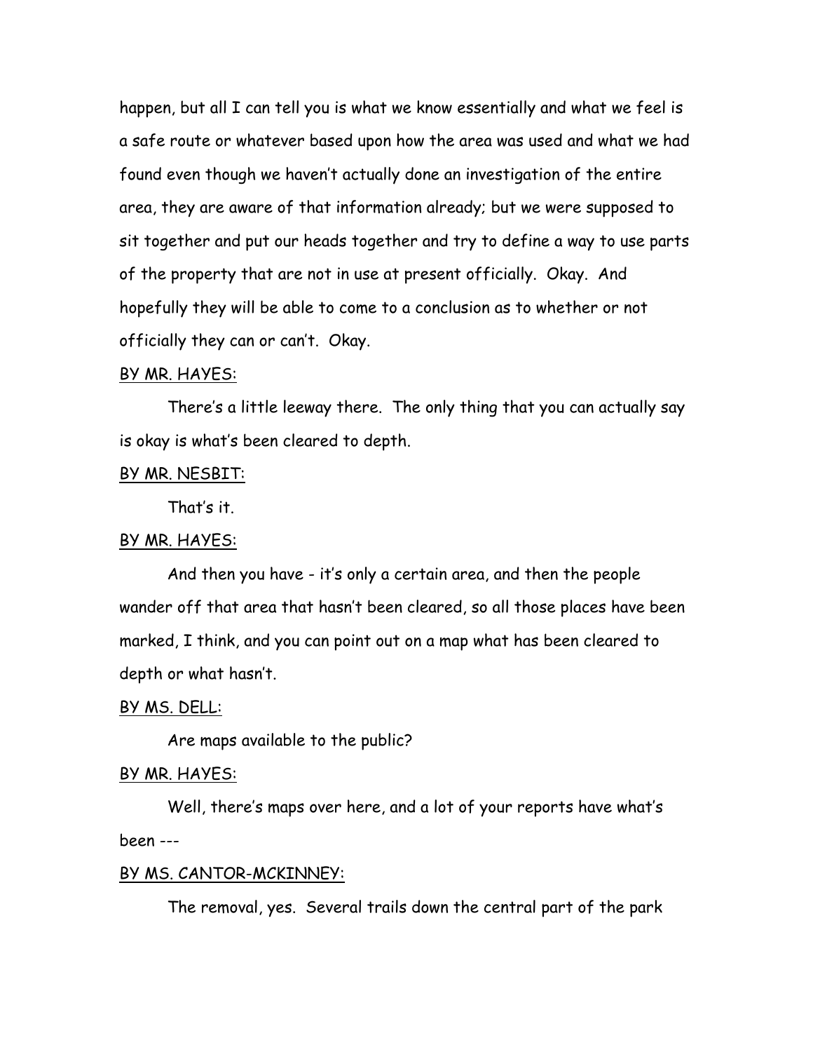happen, but all I can tell you is what we know essentially and what we feel is a safe route or whatever based upon how the area was used and what we had found even though we haven't actually done an investigation of the entire area, they are aware of that information already; but we were supposed to sit together and put our heads together and try to define a way to use parts of the property that are not in use at present officially. Okay. And hopefully they will be able to come to a conclusion as to whether or not officially they can or can't. Okay.

BY MR. HAYES:

There's a little leeway there. The only thing that you can actually say is okay is what's been cleared to depth.

BY MR. NESBIT:

That's it.

BY MR. HAYES:

And then you have - it's only a certain area, and then the people wander off that area that hasn't been cleared, so all those places have been marked, I think, and you can point out on a map what has been cleared to depth or what hasn't.

BY MS. DELL:

Are maps available to the public?

BY MR. HAYES:

Well, there's maps over here, and a lot of your reports have what's been ---

BY MS. CANTOR-MCKINNEY:

The removal, yes. Several trails down the central part of the park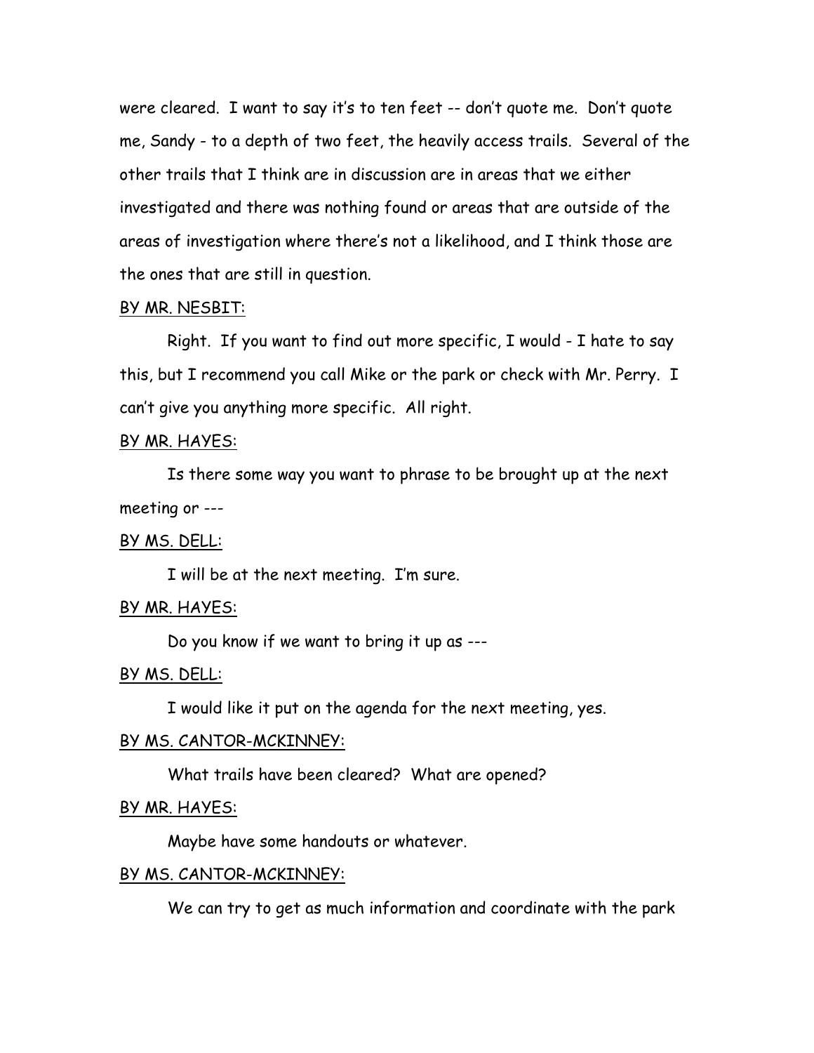were cleared. I want to say it's to ten feet -- don't quote me. Don't quote me, Sandy - to a depth of two feet, the heavily access trails. Several of the other trails that I think are in discussion are in areas that we either investigated and there was nothing found or areas that are outside of the areas of investigation where there's not a likelihood, and I think those are the ones that are still in question.

<u>BY MR. NESBIT:</u>

Right. If you want to find out more specific, I would - I hate to say this, but I recommend you call Mike or the park or check with Mr. Perry. I can't give you anything more specific. All right.

<u>BY MR. HAYES:</u>

Is there some way you want to phrase to be brought up at the next meeting or ---

<u>BY MS. DELL:</u>

I will be at the next meeting. I'm sure.

<u>BY MR. HAYES:</u>

Do you know if we want to bring it up as ---

<u>BY MS. DELL:</u>

I would like it put on the agenda for the next meeting, yes.

<u>BY MS. CANTOR-MCKINNEY:</u>

What trails have been cleared? What are opened?

<u>BY MR. HAYES:</u>

Maybe have some handouts or whatever.

<u>BY MS. CANTOR-MCKINNEY:</u>

We can try to get as much information and coordinate with the park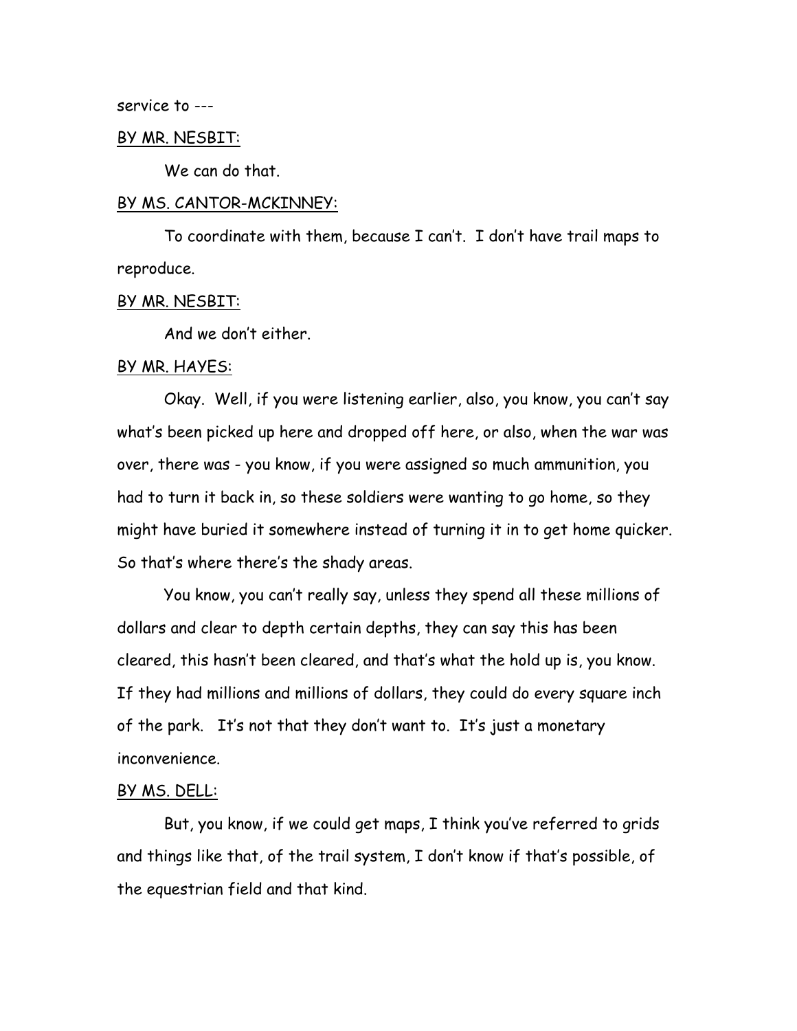service to ---

BY MR. NESBIT:

We can do that.

BY MS. CANTOR-MCKINNEY:

To coordinate with them, because I can't. I don't have trail maps to reproduce.

BY MR. NESBIT:

And we don't either.

BY MR. HAYES:

Okay. Well, if you were listening earlier, also, you know, you can't say what's been picked up here and dropped off here, or also, when the war was over, there was - you know, if you were assigned so much ammunition, you had to turn it back in, so these soldiers were wanting to go home, so they might have buried it somewhere instead of turning it in to get home quicker. So that's where there's the shady areas.

You know, you can't really say, unless they spend all these millions of dollars and clear to depth certain depths, they can say this has been cleared, this hasn't been cleared, and that's what the hold up is, you know. If they had millions and millions of dollars, they could do every square inch of the park. It's not that they don't want to. It's just a monetary inconvenience.

BY MS. DELL:

But, you know, if we could get maps, I think you've referred to grids and things like that, of the trail system, I don't know if that's possible, of the equestrian field and that kind.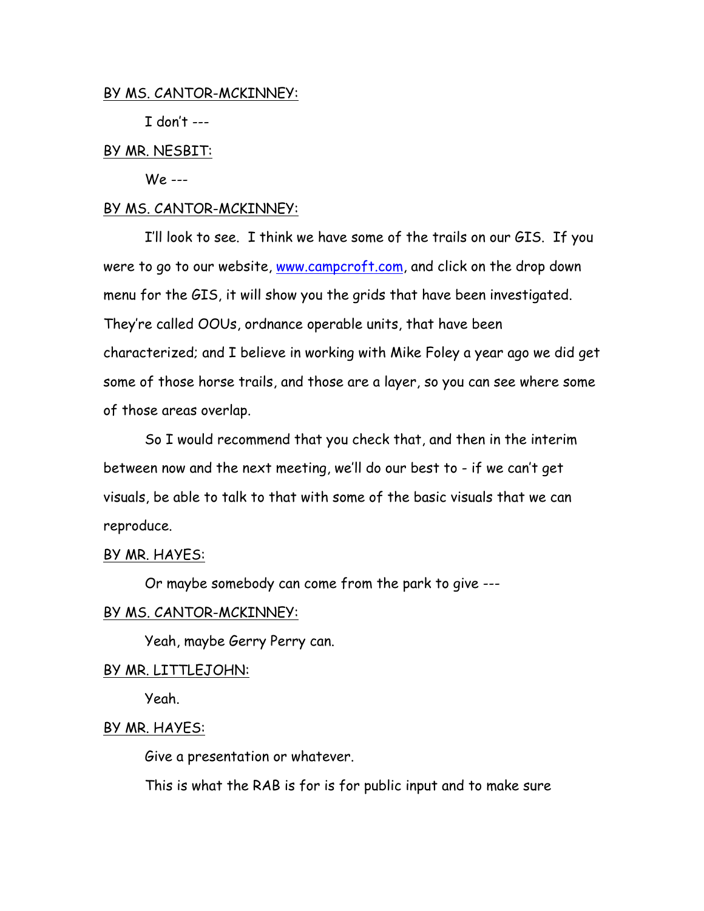BY MS. CANTOR-MCKINNEY:

I don't ---

BY MR. NESBIT:

We ---

BY MS. CANTOR-MCKINNEY:

I'll look to see. I think we have some of the trails on our GIS. If you were to go to our website, www.campcroft.com, and click on the drop down menu for the GIS, it will show you the grids that have been investigated. They're called OOUs, ordnance operable units, that have been characterized; and I believe in working with Mike Foley a year ago we did get some of those horse trails, and those are a layer, so you can see where some of those areas overlap.

So I would recommend that you check that, and then in the interim between now and the next meeting, we'll do our best to - if we can't get visuals, be able to talk to that with some of the basic visuals that we can reproduce.

BY MR. HAYES:

Or maybe somebody can come from the park to give ---

BY MS. CANTOR-MCKINNEY:

Yeah, maybe Gerry Perry can.

BY MR. LITTLEJOHN:

Yeah.

BY MR. HAYES:

Give a presentation or whatever.

This is what the RAB is for is for public input and to make sure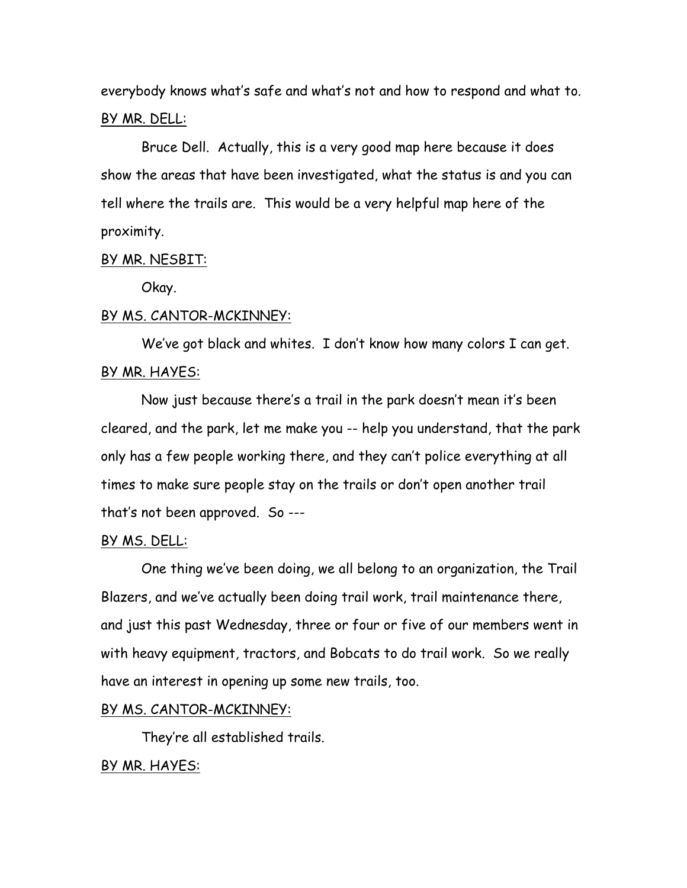everybody knows what's safe and what's not and how to respond and what to.

BY MR. DELL:

Bruce Dell. Actually, this is a very good map here because it does show the areas that have been investigated, what the status is and you can tell where the trails are. This would be a very helpful map here of the proximity.

BY MR. NESBIT:

Okay.

BY MS. CANTOR-MCKINNEY:

We've got black and whites. I don't know how many colors I can get.

BY MR. HAYES:

Now just because there's a trail in the park doesn't mean it's been cleared, and the park, let me make you -- help you understand, that the park only has a few people working there, and they can't police everything at all times to make sure people stay on the trails or don't open another trail that's not been approved. So ---

BY MS. DELL:

One thing we've been doing, we all belong to an organization, the Trail Blazers, and we've actually been doing trail work, trail maintenance there, and just this past Wednesday, three or four or five of our members went in with heavy equipment, tractors, and Bobcats to do trail work. So we really have an interest in opening up some new trails, too.

BY MS. CANTOR-MCKINNEY:

They're all established trails.

BY MR. HAYES: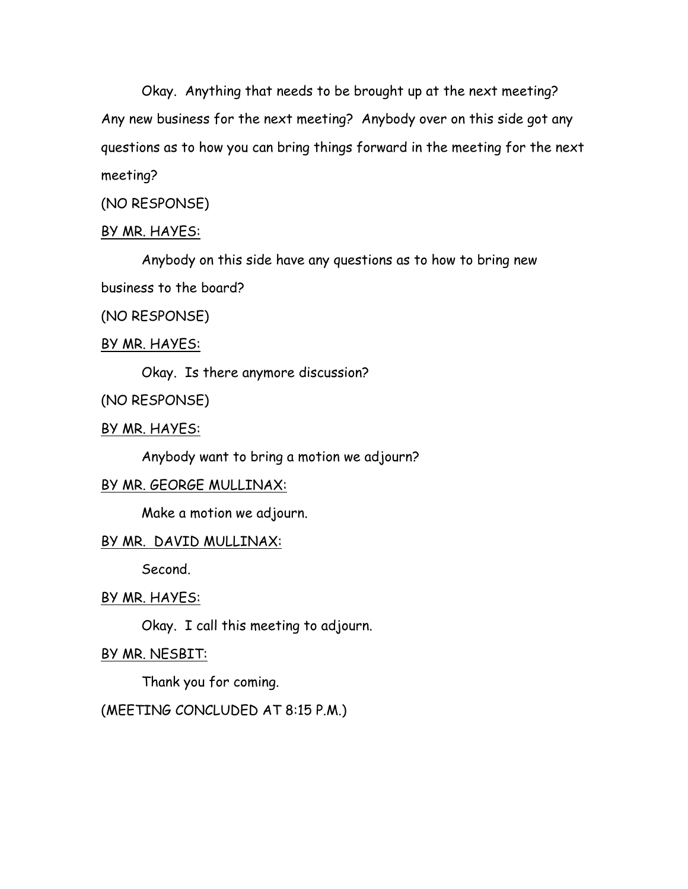Okay. Anything that needs to be brought up at the next meeting? Any new business for the next meeting? Anybody over on this side got any questions as to how you can bring things forward in the meeting for the next meeting?

(NO RESPONSE)

<u>BY MR. HAYES:</u>

Anybody on this side have any questions as to how to bring new business to the board?

(NO RESPONSE)

<u>BY MR. HAYES:</u>

Okay. Is there anymore discussion?

(NO RESPONSE)

<u>BY MR. HAYES:</u>

Anybody want to bring a motion we adjourn?

<u>BY MR. GEORGE MULLINAX:</u>

Make a motion we adjourn.

<u>BY MR. DAVID MULLINAX:</u>

Second.

<u>BY MR. HAYES:</u>

Okay. I call this meeting to adjourn.

<u>BY MR. NESBIT:</u>

Thank you for coming.

(MEETING CONCLUDED AT 8:15 P.M.)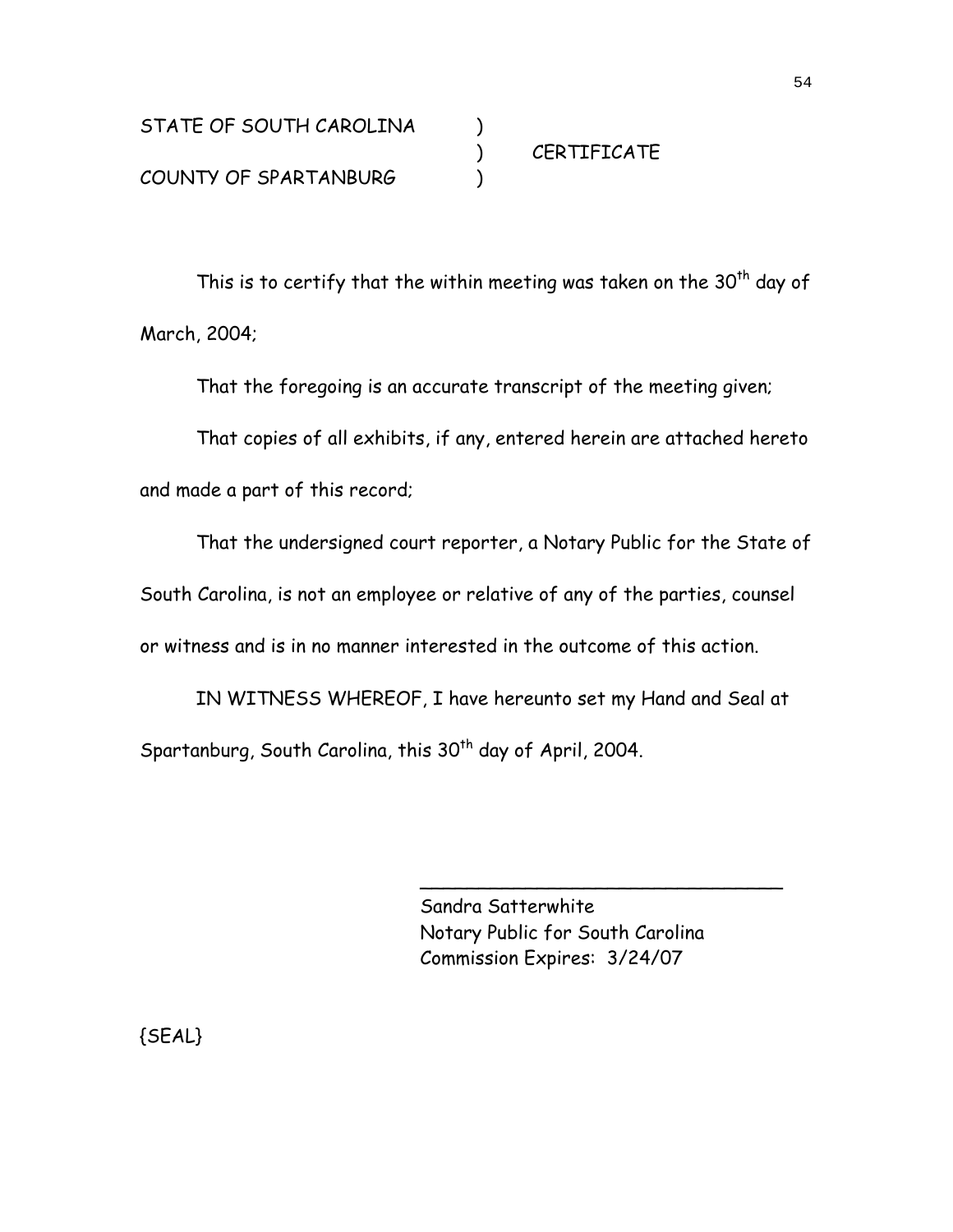STATE OF SOUTH CAROLINA )
) CERTIFICATE
COUNTY OF SPARTANBURG )

This is to certify that the within meeting was taken on the 30th day of March, 2004;

That the foregoing is an accurate transcript of the meeting given;

That copies of all exhibits, if any, entered herein are attached hereto and made a part of this record;

That the undersigned court reporter, a Notary Public for the State of South Carolina, is not an employee or relative of any of the parties, counsel or witness and is in no manner interested in the outcome of this action.

IN WITNESS WHEREOF, I have hereunto set my Hand and Seal at Spartanburg, South Carolina, this 30th day of April, 2004.

\_\_\_\_\_\_\_\_\_\_\_\_\_\_\_\_\_\_\_\_\_\_\_\_\_\_\_\_\_\_\_\_

Sandra Satterwhite
Notary Public for South Carolina
Commission Expires: 3/24/07

{SEAL}